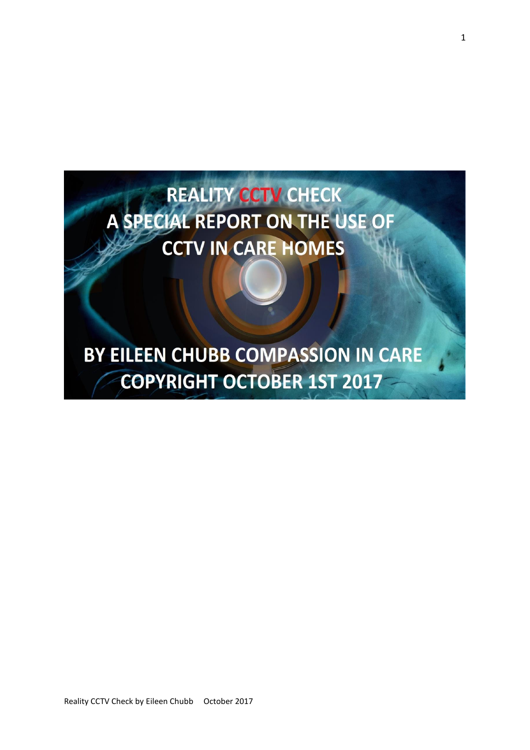# REALITY CCTV CHECK

## A SPECIAL REPORT ON THE USE OF CCTV IN CARE HOMES

**BY EILEEN CHUBB COMPASSION IN CARE**

**COPYRIGHT OCTOBER 1ST 2017**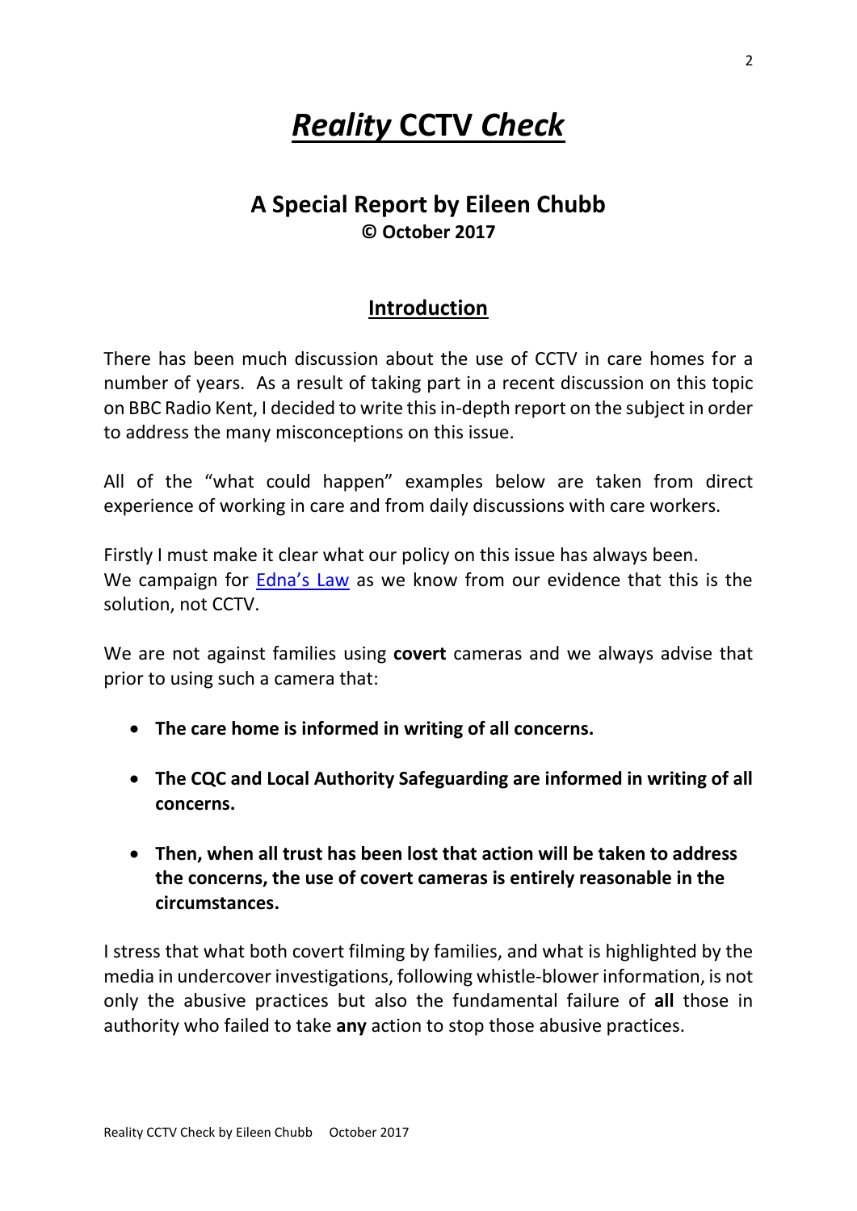# ***Reality*** **CCTV** ***Check***

## A Special Report by Eileen Chubb

**© October 2017**

## Introduction

There has been much discussion about the use of CCTV in care homes for a number of years. As a result of taking part in a recent discussion on this topic on BBC Radio Kent, I decided to write this in-depth report on the subject in order to address the many misconceptions on this issue.

All of the "what could happen" examples below are taken from direct experience of working in care and from daily discussions with care workers.

Firstly I must make it clear what our policy on this issue has always been.
We campaign for Edna's Law as we know from our evidence that this is the solution, not CCTV.

We are not against families using **covert** cameras and we always advise that prior to using such a camera that:

- **The care home is informed in writing of all concerns.**
- **The CQC and Local Authority Safeguarding are informed in writing of all concerns.**
- **Then, when all trust has been lost that action will be taken to address the concerns, the use of covert cameras is entirely reasonable in the circumstances.**

I stress that what both covert filming by families, and what is highlighted by the media in undercover investigations, following whistle-blower information, is not only the abusive practices but also the fundamental failure of **all** those in authority who failed to take **any** action to stop those abusive practices.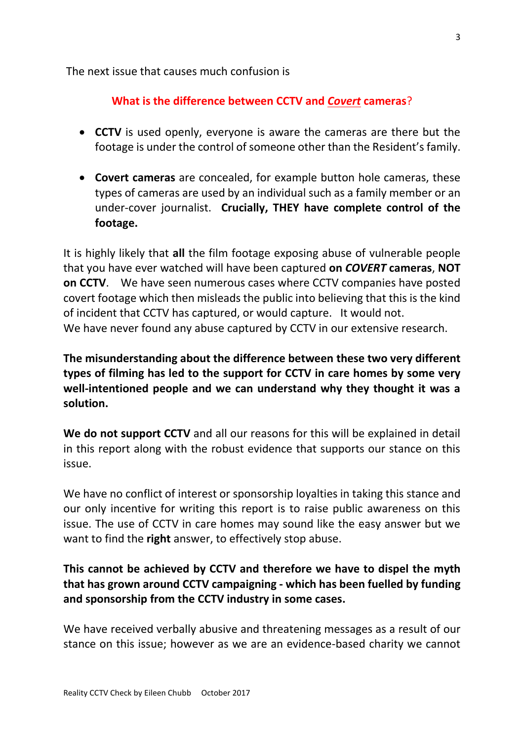The next issue that causes much confusion is

### What is the difference between CCTV and ***Covert*** cameras?

- **CCTV** is used openly, everyone is aware the cameras are there but the footage is under the control of someone other than the Resident's family.

- **Covert cameras** are concealed, for example button hole cameras, these types of cameras are used by an individual such as a family member or an under-cover journalist. **Crucially, THEY have complete control of the footage.**

It is highly likely that **all** the film footage exposing abuse of vulnerable people that you have ever watched will have been captured **on *COVERT* cameras**, **NOT on CCTV**. We have seen numerous cases where CCTV companies have posted covert footage which then misleads the public into believing that this is the kind of incident that CCTV has captured, or would capture. It would not.
We have never found any abuse captured by CCTV in our extensive research.

**The misunderstanding about the difference between these two very different types of filming has led to the support for CCTV in care homes by some very well-intentioned people and we can understand why they thought it was a solution.**

**We do not support CCTV** and all our reasons for this will be explained in detail in this report along with the robust evidence that supports our stance on this issue.

We have no conflict of interest or sponsorship loyalties in taking this stance and our only incentive for writing this report is to raise public awareness on this issue. The use of CCTV in care homes may sound like the easy answer but we want to find the **right** answer, to effectively stop abuse.

**This cannot be achieved by CCTV and therefore we have to dispel the myth that has grown around CCTV campaigning - which has been fuelled by funding and sponsorship from the CCTV industry in some cases.**

We have received verbally abusive and threatening messages as a result of our stance on this issue; however as we are an evidence-based charity we cannot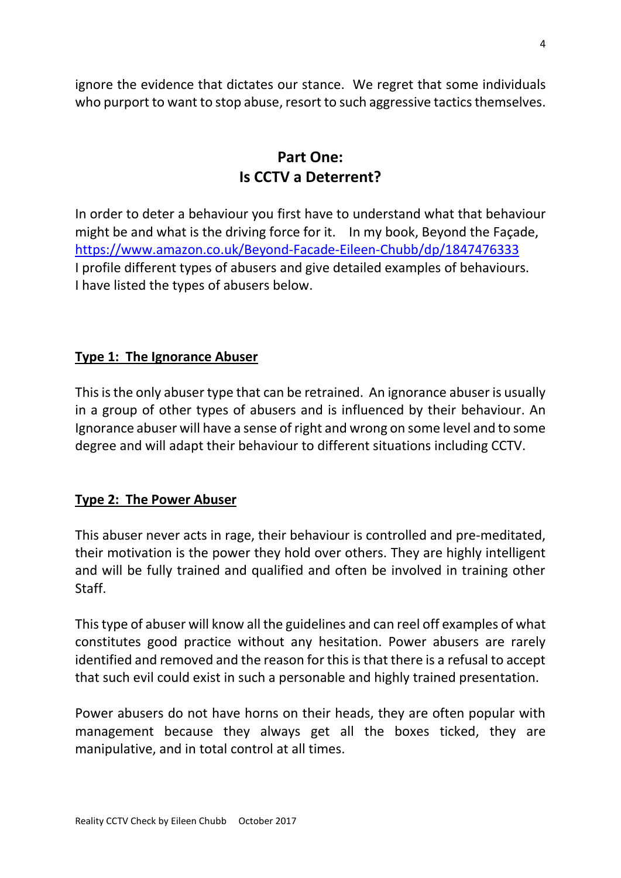ignore the evidence that dictates our stance. We regret that some individuals who purport to want to stop abuse, resort to such aggressive tactics themselves.

## Part One:
## Is CCTV a Deterrent?

In order to deter a behaviour you first have to understand what that behaviour might be and what is the driving force for it. In my book, Beyond the Façade, https://www.amazon.co.uk/Beyond-Facade-Eileen-Chubb/dp/1847476333 I profile different types of abusers and give detailed examples of behaviours. I have listed the types of abusers below.

### Type 1: The Ignorance Abuser

This is the only abuser type that can be retrained. An ignorance abuser is usually in a group of other types of abusers and is influenced by their behaviour. An Ignorance abuser will have a sense of right and wrong on some level and to some degree and will adapt their behaviour to different situations including CCTV.

### Type 2: The Power Abuser

This abuser never acts in rage, their behaviour is controlled and pre-meditated, their motivation is the power they hold over others. They are highly intelligent and will be fully trained and qualified and often be involved in training other Staff.

This type of abuser will know all the guidelines and can reel off examples of what constitutes good practice without any hesitation. Power abusers are rarely identified and removed and the reason for this is that there is a refusal to accept that such evil could exist in such a personable and highly trained presentation.

Power abusers do not have horns on their heads, they are often popular with management because they always get all the boxes ticked, they are manipulative, and in total control at all times.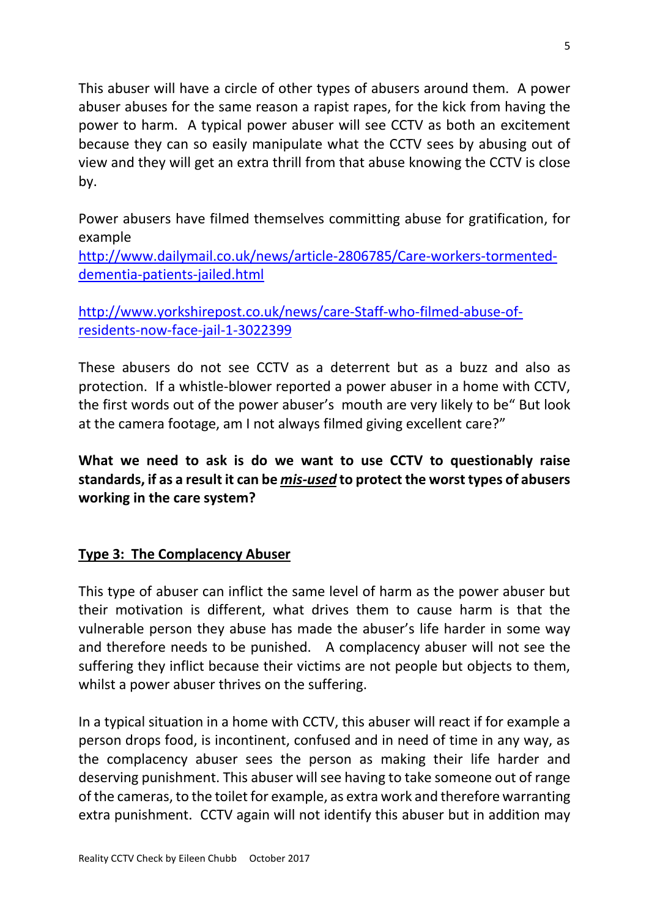This abuser will have a circle of other types of abusers around them. A power abuser abuses for the same reason a rapist rapes, for the kick from having the power to harm. A typical power abuser will see CCTV as both an excitement because they can so easily manipulate what the CCTV sees by abusing out of view and they will get an extra thrill from that abuse knowing the CCTV is close by.

Power abusers have filmed themselves committing abuse for gratification, for example
[http://www.dailymail.co.uk/news/article-2806785/Care-workers-tormented-dementia-patients-jailed.html](http://www.dailymail.co.uk/news/article-2806785/Care-workers-tormented-dementia-patients-jailed.html)

[http://www.yorkshirepost.co.uk/news/care-Staff-who-filmed-abuse-of-residents-now-face-jail-1-3022399](http://www.yorkshirepost.co.uk/news/care-Staff-who-filmed-abuse-of-residents-now-face-jail-1-3022399)

These abusers do not see CCTV as a deterrent but as a buzz and also as protection. If a whistle-blower reported a power abuser in a home with CCTV, the first words out of the power abuser's mouth are very likely to be" But look at the camera footage, am I not always filmed giving excellent care?"

**What we need to ask is do we want to use CCTV to questionably raise standards, if as a result it can be *<u>mis-used</u>* to protect the worst types of abusers working in the care system?**

## <u>Type 3: The Complacency Abuser</u>

This type of abuser can inflict the same level of harm as the power abuser but their motivation is different, what drives them to cause harm is that the vulnerable person they abuse has made the abuser's life harder in some way and therefore needs to be punished. A complacency abuser will not see the suffering they inflict because their victims are not people but objects to them, whilst a power abuser thrives on the suffering.

In a typical situation in a home with CCTV, this abuser will react if for example a person drops food, is incontinent, confused and in need of time in any way, as the complacency abuser sees the person as making their life harder and deserving punishment. This abuser will see having to take someone out of range of the cameras, to the toilet for example, as extra work and therefore warranting extra punishment. CCTV again will not identify this abuser but in addition may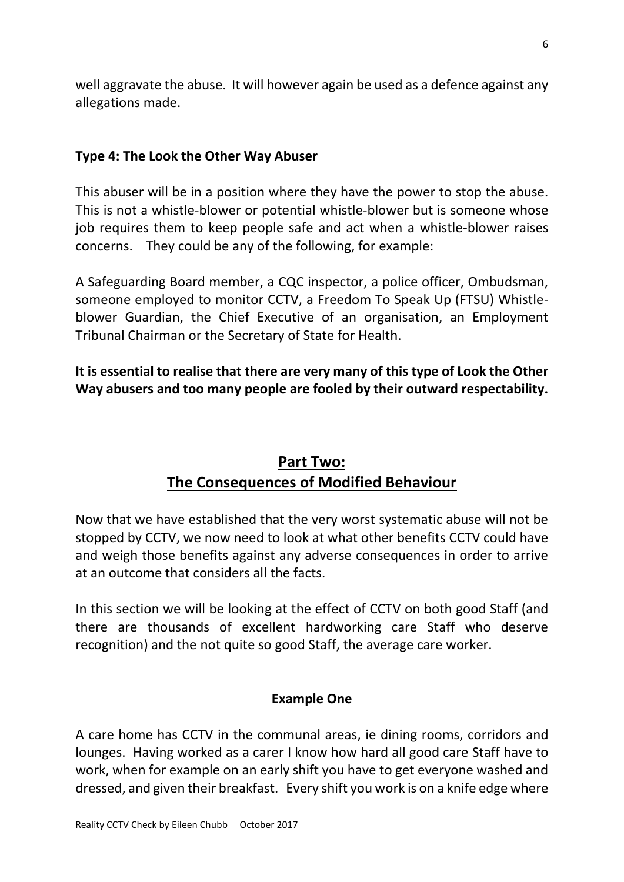well aggravate the abuse. It will however again be used as a defence against any allegations made.

### Type 4: The Look the Other Way Abuser

This abuser will be in a position where they have the power to stop the abuse. This is not a whistle-blower or potential whistle-blower but is someone whose job requires them to keep people safe and act when a whistle-blower raises concerns. They could be any of the following, for example:

A Safeguarding Board member, a CQC inspector, a police officer, Ombudsman, someone employed to monitor CCTV, a Freedom To Speak Up (FTSU) Whistle-blower Guardian, the Chief Executive of an organisation, an Employment Tribunal Chairman or the Secretary of State for Health.

**It is essential to realise that there are very many of this type of Look the Other Way abusers and too many people are fooled by their outward respectability.**

## Part Two: The Consequences of Modified Behaviour

Now that we have established that the very worst systematic abuse will not be stopped by CCTV, we now need to look at what other benefits CCTV could have and weigh those benefits against any adverse consequences in order to arrive at an outcome that considers all the facts.

In this section we will be looking at the effect of CCTV on both good Staff (and there are thousands of excellent hardworking care Staff who deserve recognition) and the not quite so good Staff, the average care worker.

### Example One

A care home has CCTV in the communal areas, ie dining rooms, corridors and lounges. Having worked as a carer I know how hard all good care Staff have to work, when for example on an early shift you have to get everyone washed and dressed, and given their breakfast. Every shift you work is on a knife edge where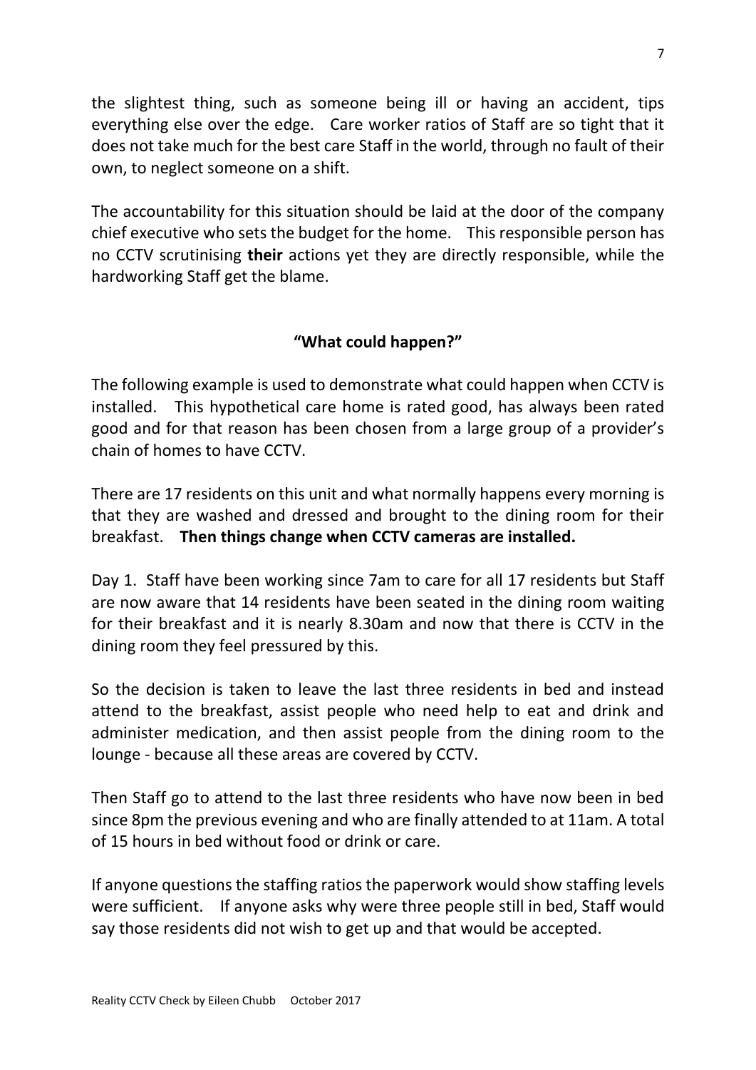the slightest thing, such as someone being ill or having an accident, tips everything else over the edge. Care worker ratios of Staff are so tight that it does not take much for the best care Staff in the world, through no fault of their own, to neglect someone on a shift.

The accountability for this situation should be laid at the door of the company chief executive who sets the budget for the home. This responsible person has no CCTV scrutinising **their** actions yet they are directly responsible, while the hardworking Staff get the blame.

## "What could happen?"

The following example is used to demonstrate what could happen when CCTV is installed. This hypothetical care home is rated good, has always been rated good and for that reason has been chosen from a large group of a provider's chain of homes to have CCTV.

There are 17 residents on this unit and what normally happens every morning is that they are washed and dressed and brought to the dining room for their breakfast. **Then things change when CCTV cameras are installed.**

Day 1. Staff have been working since 7am to care for all 17 residents but Staff are now aware that 14 residents have been seated in the dining room waiting for their breakfast and it is nearly 8.30am and now that there is CCTV in the dining room they feel pressured by this.

So the decision is taken to leave the last three residents in bed and instead attend to the breakfast, assist people who need help to eat and drink and administer medication, and then assist people from the dining room to the lounge - because all these areas are covered by CCTV.

Then Staff go to attend to the last three residents who have now been in bed since 8pm the previous evening and who are finally attended to at 11am. A total of 15 hours in bed without food or drink or care.

If anyone questions the staffing ratios the paperwork would show staffing levels were sufficient. If anyone asks why were three people still in bed, Staff would say those residents did not wish to get up and that would be accepted.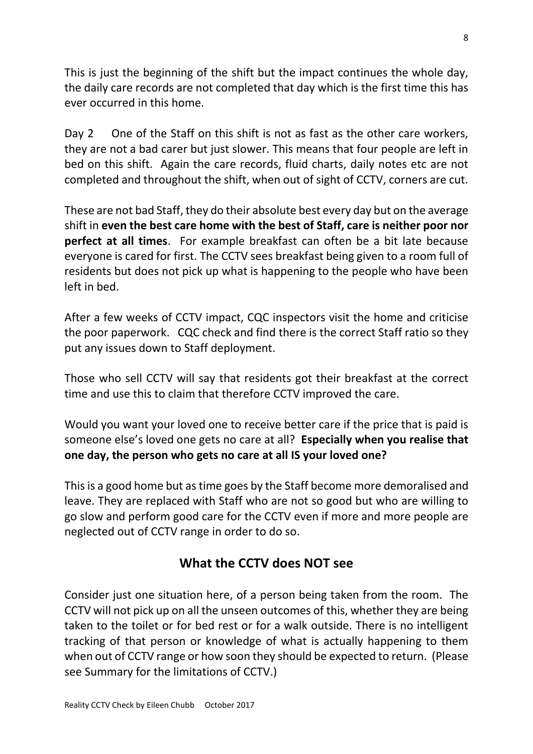This is just the beginning of the shift but the impact continues the whole day, the daily care records are not completed that day which is the first time this has ever occurred in this home.

Day 2 One of the Staff on this shift is not as fast as the other care workers, they are not a bad carer but just slower. This means that four people are left in bed on this shift. Again the care records, fluid charts, daily notes etc are not completed and throughout the shift, when out of sight of CCTV, corners are cut.

These are not bad Staff, they do their absolute best every day but on the average shift in **even the best care home with the best of Staff, care is neither poor nor perfect at all times**. For example breakfast can often be a bit late because everyone is cared for first. The CCTV sees breakfast being given to a room full of residents but does not pick up what is happening to the people who have been left in bed.

After a few weeks of CCTV impact, CQC inspectors visit the home and criticise the poor paperwork. CQC check and find there is the correct Staff ratio so they put any issues down to Staff deployment.

Those who sell CCTV will say that residents got their breakfast at the correct time and use this to claim that therefore CCTV improved the care.

Would you want your loved one to receive better care if the price that is paid is someone else's loved one gets no care at all? **Especially when you realise that one day, the person who gets no care at all IS your loved one?**

This is a good home but as time goes by the Staff become more demoralised and leave. They are replaced with Staff who are not so good but who are willing to go slow and perform good care for the CCTV even if more and more people are neglected out of CCTV range in order to do so.

## What the CCTV does NOT see

Consider just one situation here, of a person being taken from the room. The CCTV will not pick up on all the unseen outcomes of this, whether they are being taken to the toilet or for bed rest or for a walk outside. There is no intelligent tracking of that person or knowledge of what is actually happening to them when out of CCTV range or how soon they should be expected to return. (Please see Summary for the limitations of CCTV.)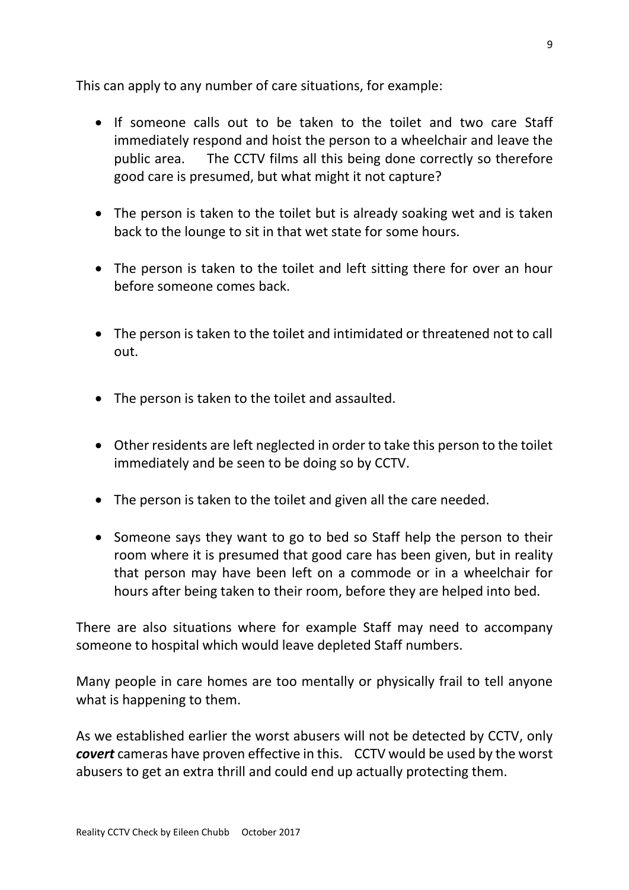This can apply to any number of care situations, for example:

- If someone calls out to be taken to the toilet and two care Staff immediately respond and hoist the person to a wheelchair and leave the public area. The CCTV films all this being done correctly so therefore good care is presumed, but what might it not capture?

- The person is taken to the toilet but is already soaking wet and is taken back to the lounge to sit in that wet state for some hours.

- The person is taken to the toilet and left sitting there for over an hour before someone comes back.

- The person is taken to the toilet and intimidated or threatened not to call out.

- The person is taken to the toilet and assaulted.

- Other residents are left neglected in order to take this person to the toilet immediately and be seen to be doing so by CCTV.

- The person is taken to the toilet and given all the care needed.

- Someone says they want to go to bed so Staff help the person to their room where it is presumed that good care has been given, but in reality that person may have been left on a commode or in a wheelchair for hours after being taken to their room, before they are helped into bed.

There are also situations where for example Staff may need to accompany someone to hospital which would leave depleted Staff numbers.

Many people in care homes are too mentally or physically frail to tell anyone what is happening to them.

As we established earlier the worst abusers will not be detected by CCTV, only ***covert*** cameras have proven effective in this. CCTV would be used by the worst abusers to get an extra thrill and could end up actually protecting them.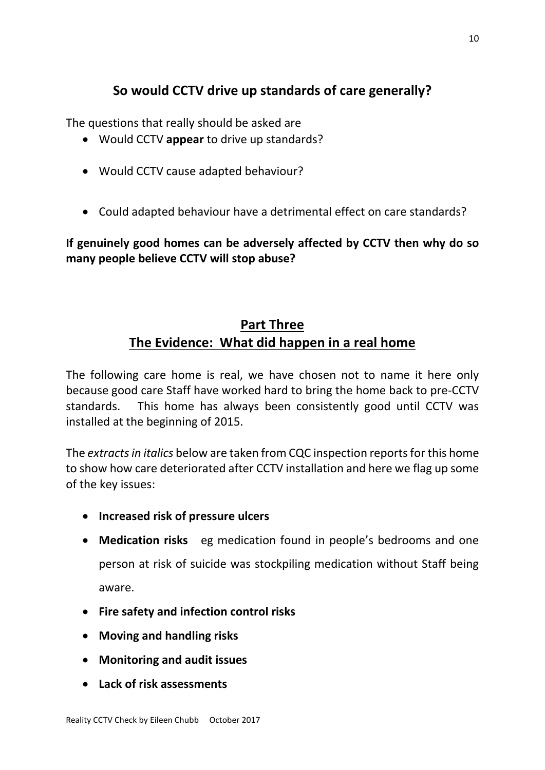## So would CCTV drive up standards of care generally?

The questions that really should be asked are

- Would CCTV **appear** to drive up standards?
- Would CCTV cause adapted behaviour?
- Could adapted behaviour have a detrimental effect on care standards?

**If genuinely good homes can be adversely affected by CCTV then why do so many people believe CCTV will stop abuse?**

## Part Three
## The Evidence: What did happen in a real home

The following care home is real, we have chosen not to name it here only because good care Staff have worked hard to bring the home back to pre-CCTV standards. This home has always been consistently good until CCTV was installed at the beginning of 2015.

The *extracts in italics* below are taken from CQC inspection reports for this home to show how care deteriorated after CCTV installation and here we flag up some of the key issues:

- **Increased risk of pressure ulcers**
- **Medication risks** eg medication found in people's bedrooms and one person at risk of suicide was stockpiling medication without Staff being aware.
- **Fire safety and infection control risks**
- **Moving and handling risks**
- **Monitoring and audit issues**
- **Lack of risk assessments**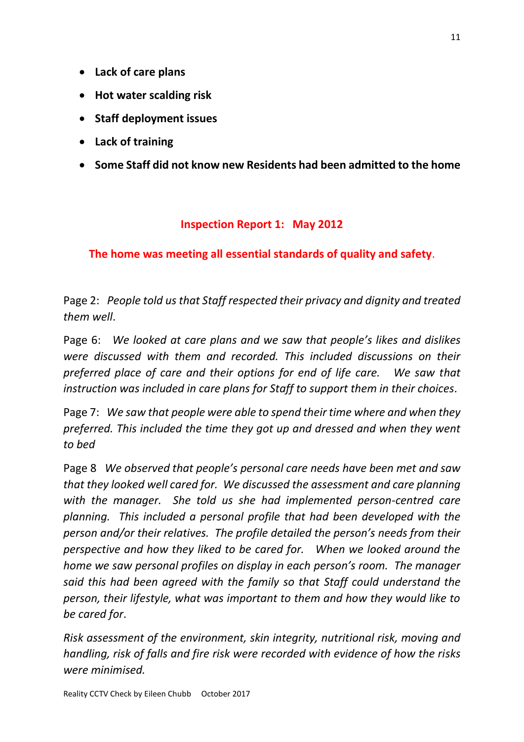- **Lack of care plans**
- **Hot water scalding risk**
- **Staff deployment issues**
- **Lack of training**
- **Some Staff did not know new Residents had been admitted to the home**

## Inspection Report 1: May 2012

**The home was meeting all essential standards of quality and safety.**

Page 2: *People told us that Staff respected their privacy and dignity and treated them well*.

Page 6: *We looked at care plans and we saw that people's likes and dislikes were discussed with them and recorded. This included discussions on their preferred place of care and their options for end of life care. We saw that instruction was included in care plans for Staff to support them in their choices*.

Page 7: *We saw that people were able to spend their time where and when they preferred. This included the time they got up and dressed and when they went to bed*

Page 8 *We observed that people's personal care needs have been met and saw that they looked well cared for. We discussed the assessment and care planning with the manager. She told us she had implemented person-centred care planning. This included a personal profile that had been developed with the person and/or their relatives. The profile detailed the person's needs from their perspective and how they liked to be cared for. When we looked around the home we saw personal profiles on display in each person's room. The manager said this had been agreed with the family so that Staff could understand the person, their lifestyle, what was important to them and how they would like to be cared for*.

*Risk assessment of the environment, skin integrity, nutritional risk, moving and handling, risk of falls and fire risk were recorded with evidence of how the risks were minimised.*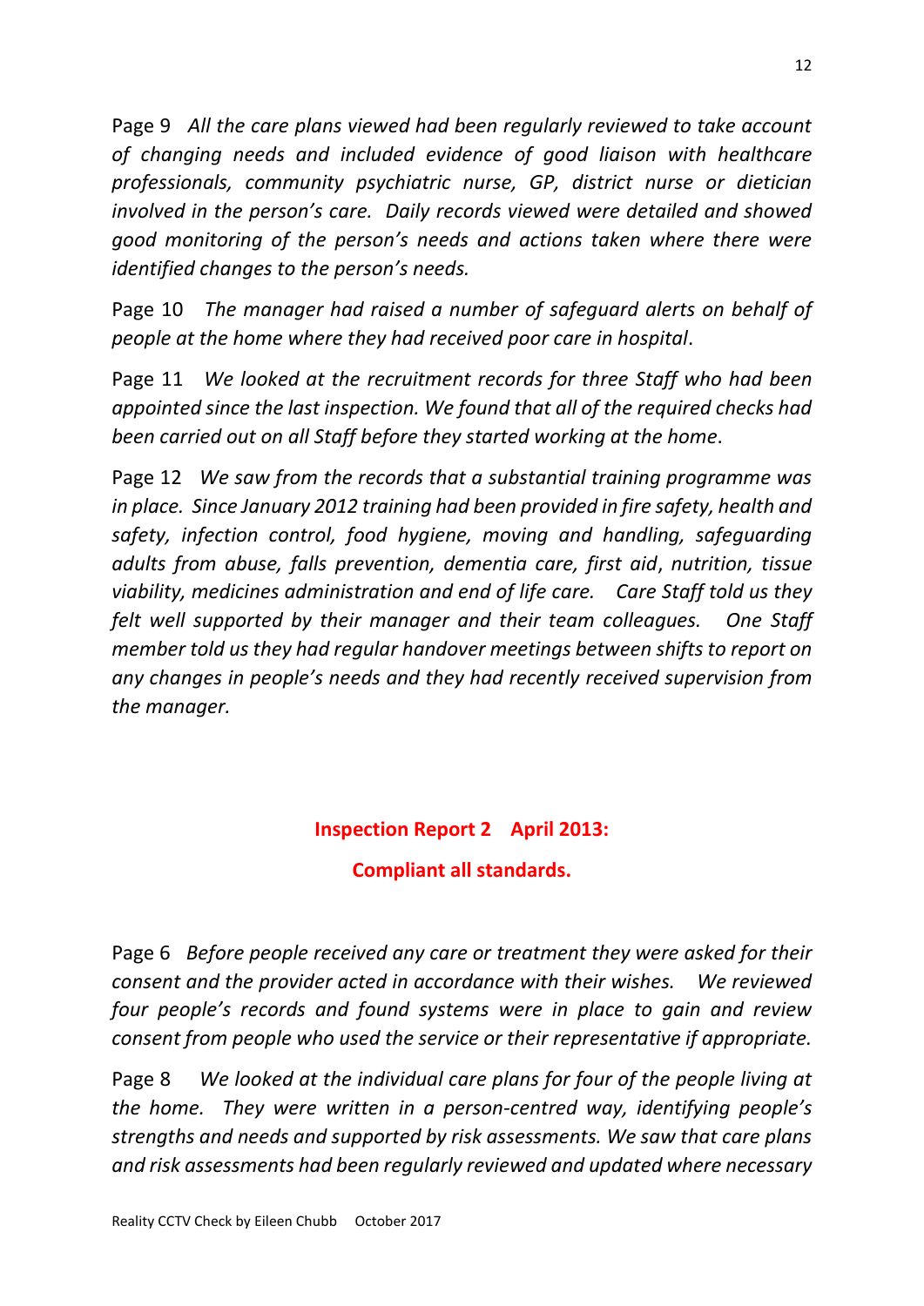Page 9 *All the care plans viewed had been regularly reviewed to take account of changing needs and included evidence of good liaison with healthcare professionals, community psychiatric nurse, GP, district nurse or dietician involved in the person's care. Daily records viewed were detailed and showed good monitoring of the person's needs and actions taken where there were identified changes to the person's needs.*

Page 10 *The manager had raised a number of safeguard alerts on behalf of people at the home where they had received poor care in hospital*.

Page 11 *We looked at the recruitment records for three Staff who had been appointed since the last inspection. We found that all of the required checks had been carried out on all Staff before they started working at the home*.

Page 12 *We saw from the records that a substantial training programme was in place. Since January 2012 training had been provided in fire safety, health and safety, infection control, food hygiene, moving and handling, safeguarding adults from abuse, falls prevention, dementia care, first aid*, *nutrition, tissue viability, medicines administration and end of life care. Care Staff told us they felt well supported by their manager and their team colleagues. One Staff member told us they had regular handover meetings between shifts to report on any changes in people's needs and they had recently received supervision from the manager.*

**Inspection Report 2 April 2013:**

**Compliant all standards.**

Page 6 *Before people received any care or treatment they were asked for their consent and the provider acted in accordance with their wishes. We reviewed four people's records and found systems were in place to gain and review consent from people who used the service or their representative if appropriate.*

Page 8 *We looked at the individual care plans for four of the people living at the home. They were written in a person-centred way, identifying people's strengths and needs and supported by risk assessments. We saw that care plans and risk assessments had been regularly reviewed and updated where necessary*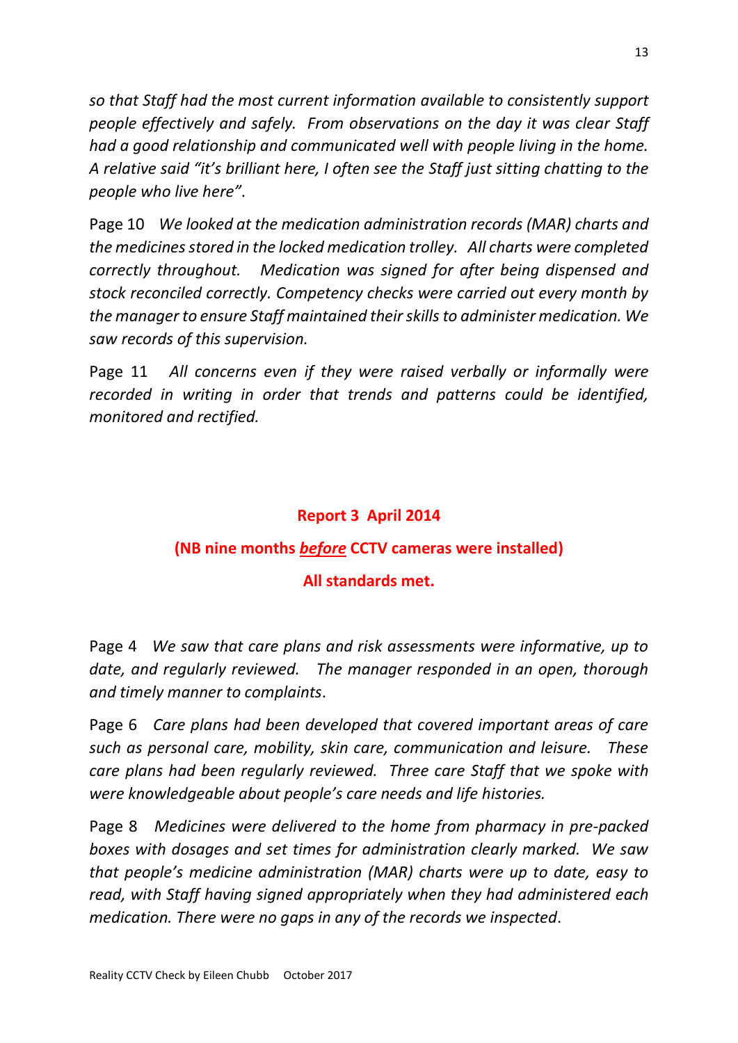*so that Staff had the most current information available to consistently support people effectively and safely. From observations on the day it was clear Staff had a good relationship and communicated well with people living in the home. A relative said "it's brilliant here, I often see the Staff just sitting chatting to the people who live here".*

Page 10 *We looked at the medication administration records (MAR) charts and the medicines stored in the locked medication trolley. All charts were completed correctly throughout. Medication was signed for after being dispensed and stock reconciled correctly. Competency checks were carried out every month by the manager to ensure Staff maintained their skills to administer medication. We saw records of this supervision.*

Page 11 *All concerns even if they were raised verbally or informally were recorded in writing in order that trends and patterns could be identified, monitored and rectified.*

**Report 3 April 2014**

**(NB nine months *before* CCTV cameras were installed)**

**All standards met.**

Page 4 *We saw that care plans and risk assessments were informative, up to date, and regularly reviewed. The manager responded in an open, thorough and timely manner to complaints*.

Page 6 *Care plans had been developed that covered important areas of care such as personal care, mobility, skin care, communication and leisure. These care plans had been regularly reviewed. Three care Staff that we spoke with were knowledgeable about people's care needs and life histories.*

Page 8 *Medicines were delivered to the home from pharmacy in pre-packed boxes with dosages and set times for administration clearly marked. We saw that people's medicine administration (MAR) charts were up to date, easy to read, with Staff having signed appropriately when they had administered each medication. There were no gaps in any of the records we inspected*.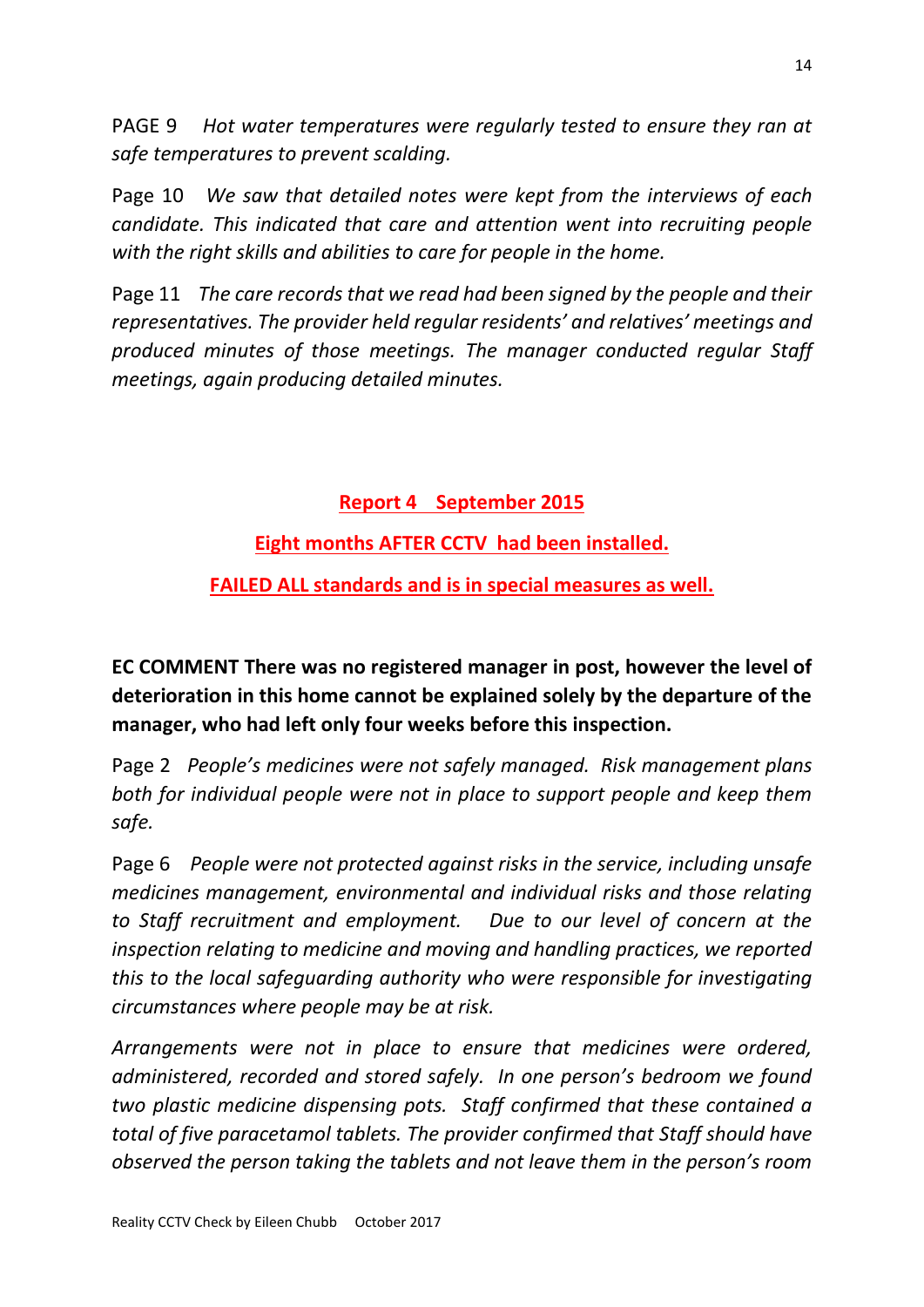PAGE 9 *Hot water temperatures were regularly tested to ensure they ran at safe temperatures to prevent scalding.*

Page 10 *We saw that detailed notes were kept from the interviews of each candidate. This indicated that care and attention went into recruiting people with the right skills and abilities to care for people in the home.*

Page 11 *The care records that we read had been signed by the people and their representatives. The provider held regular residents' and relatives' meetings and produced minutes of those meetings. The manager conducted regular Staff meetings, again producing detailed minutes.*

**Report 4 September 2015**

**Eight months AFTER CCTV had been installed.**

**FAILED ALL standards and is in special measures as well.**

**EC COMMENT There was no registered manager in post, however the level of deterioration in this home cannot be explained solely by the departure of the manager, who had left only four weeks before this inspection.**

Page 2 *People's medicines were not safely managed. Risk management plans both for individual people were not in place to support people and keep them safe.*

Page 6 *People were not protected against risks in the service, including unsafe medicines management, environmental and individual risks and those relating to Staff recruitment and employment. Due to our level of concern at the inspection relating to medicine and moving and handling practices, we reported this to the local safeguarding authority who were responsible for investigating circumstances where people may be at risk.*

*Arrangements were not in place to ensure that medicines were ordered, administered, recorded and stored safely. In one person's bedroom we found two plastic medicine dispensing pots. Staff confirmed that these contained a total of five paracetamol tablets. The provider confirmed that Staff should have observed the person taking the tablets and not leave them in the person's room*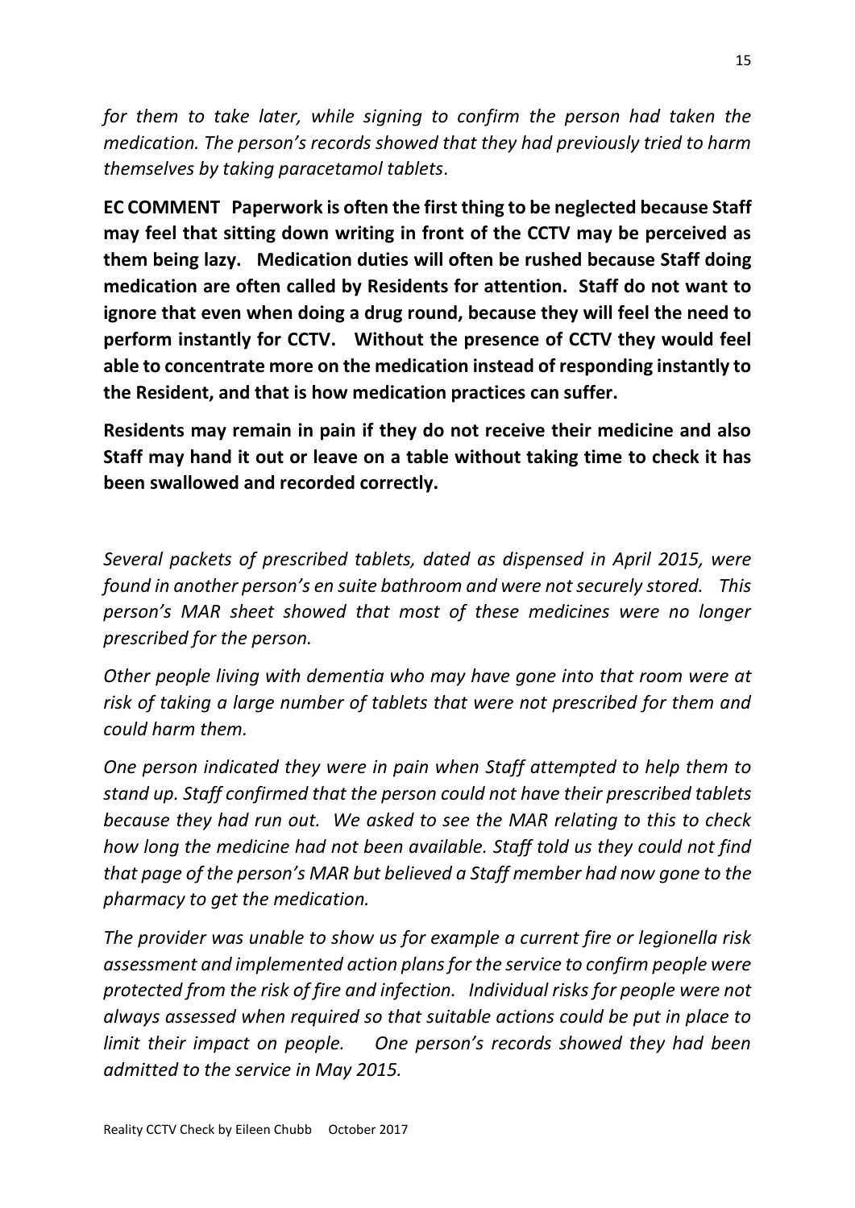*for them to take later, while signing to confirm the person had taken the medication. The person's records showed that they had previously tried to harm themselves by taking paracetamol tablets*.

**EC COMMENT Paperwork is often the first thing to be neglected because Staff may feel that sitting down writing in front of the CCTV may be perceived as them being lazy. Medication duties will often be rushed because Staff doing medication are often called by Residents for attention. Staff do not want to ignore that even when doing a drug round, because they will feel the need to perform instantly for CCTV. Without the presence of CCTV they would feel able to concentrate more on the medication instead of responding instantly to the Resident, and that is how medication practices can suffer.**

**Residents may remain in pain if they do not receive their medicine and also Staff may hand it out or leave on a table without taking time to check it has been swallowed and recorded correctly.**

*Several packets of prescribed tablets, dated as dispensed in April 2015, were found in another person's en suite bathroom and were not securely stored. This person's MAR sheet showed that most of these medicines were no longer prescribed for the person.*

*Other people living with dementia who may have gone into that room were at risk of taking a large number of tablets that were not prescribed for them and could harm them.*

*One person indicated they were in pain when Staff attempted to help them to stand up. Staff confirmed that the person could not have their prescribed tablets because they had run out. We asked to see the MAR relating to this to check how long the medicine had not been available. Staff told us they could not find that page of the person's MAR but believed a Staff member had now gone to the pharmacy to get the medication.*

*The provider was unable to show us for example a current fire or legionella risk assessment and implemented action plans for the service to confirm people were protected from the risk of fire and infection. Individual risks for people were not always assessed when required so that suitable actions could be put in place to limit their impact on people. One person's records showed they had been admitted to the service in May 2015.*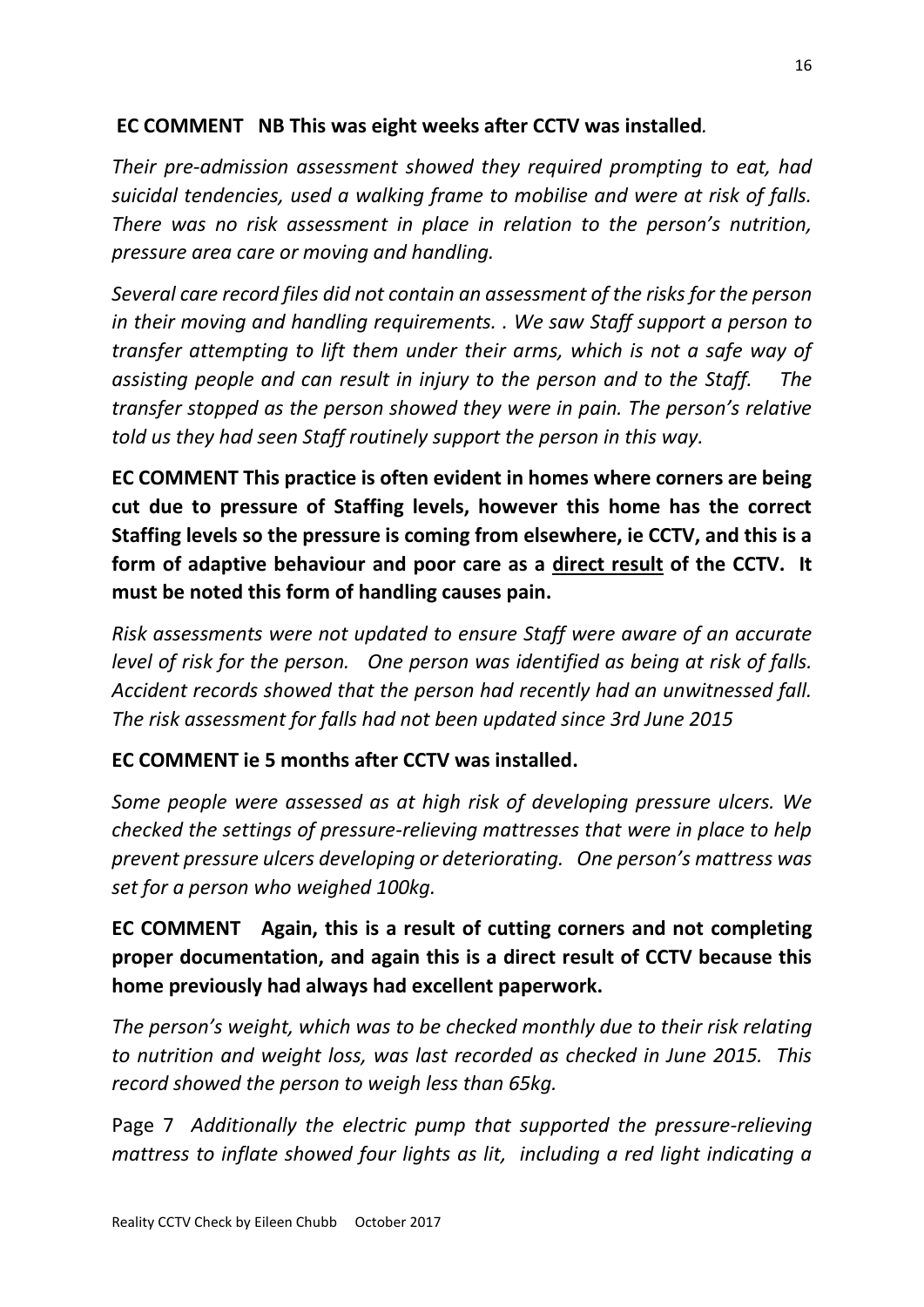**EC COMMENT NB This was eight weeks after CCTV was installed.**

*Their pre-admission assessment showed they required prompting to eat, had suicidal tendencies, used a walking frame to mobilise and were at risk of falls. There was no risk assessment in place in relation to the person's nutrition, pressure area care or moving and handling.*

*Several care record files did not contain an assessment of the risks for the person in their moving and handling requirements. . We saw Staff support a person to transfer attempting to lift them under their arms, which is not a safe way of assisting people and can result in injury to the person and to the Staff. The transfer stopped as the person showed they were in pain. The person's relative told us they had seen Staff routinely support the person in this way.*

**EC COMMENT This practice is often evident in homes where corners are being cut due to pressure of Staffing levels, however this home has the correct Staffing levels so the pressure is coming from elsewhere, ie CCTV, and this is a form of adaptive behaviour and poor care as a <u>direct result</u> of the CCTV. It must be noted this form of handling causes pain.**

*Risk assessments were not updated to ensure Staff were aware of an accurate level of risk for the person. One person was identified as being at risk of falls. Accident records showed that the person had recently had an unwitnessed fall. The risk assessment for falls had not been updated since 3rd June 2015*

**EC COMMENT ie 5 months after CCTV was installed.**

*Some people were assessed as at high risk of developing pressure ulcers. We checked the settings of pressure-relieving mattresses that were in place to help prevent pressure ulcers developing or deteriorating. One person's mattress was set for a person who weighed 100kg.*

**EC COMMENT Again, this is a result of cutting corners and not completing proper documentation, and again this is a direct result of CCTV because this home previously had always had excellent paperwork.**

*The person's weight, which was to be checked monthly due to their risk relating to nutrition and weight loss, was last recorded as checked in June 2015. This record showed the person to weigh less than 65kg.*

Page 7 *Additionally the electric pump that supported the pressure-relieving mattress to inflate showed four lights as lit, including a red light indicating a*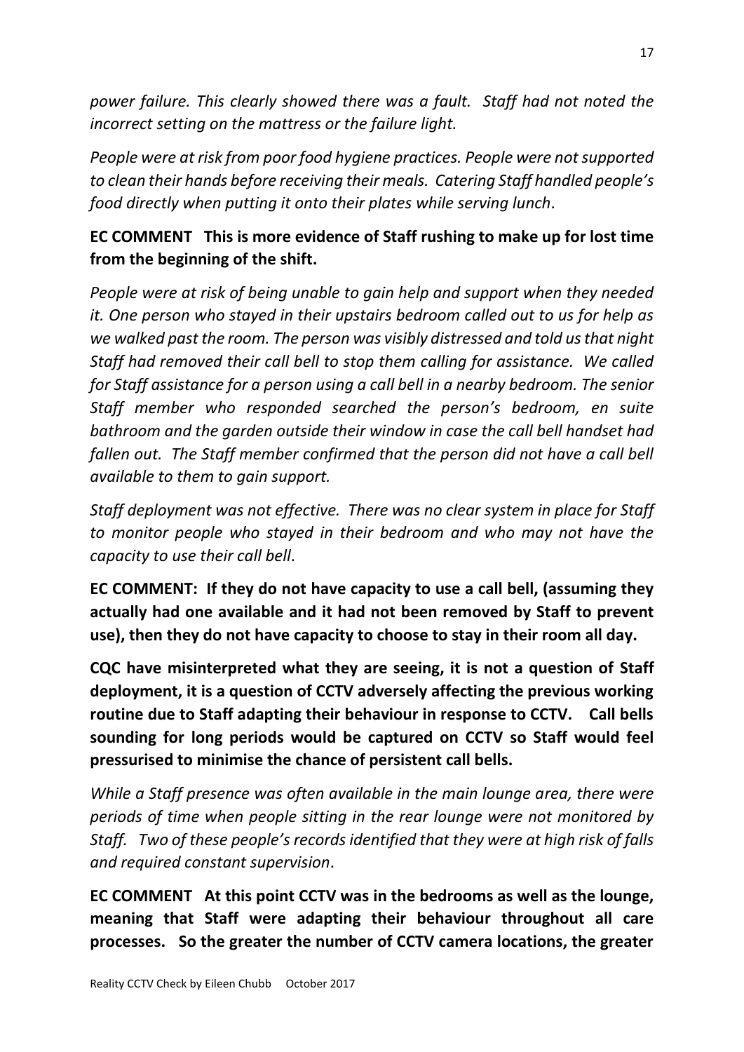*power failure. This clearly showed there was a fault. Staff had not noted the incorrect setting on the mattress or the failure light.*

*People were at risk from poor food hygiene practices. People were not supported to clean their hands before receiving their meals. Catering Staff handled people's food directly when putting it onto their plates while serving lunch.*

**EC COMMENT This is more evidence of Staff rushing to make up for lost time from the beginning of the shift.**

*People were at risk of being unable to gain help and support when they needed it. One person who stayed in their upstairs bedroom called out to us for help as we walked past the room. The person was visibly distressed and told us that night Staff had removed their call bell to stop them calling for assistance. We called for Staff assistance for a person using a call bell in a nearby bedroom. The senior Staff member who responded searched the person's bedroom, en suite bathroom and the garden outside their window in case the call bell handset had fallen out. The Staff member confirmed that the person did not have a call bell available to them to gain support.*

*Staff deployment was not effective. There was no clear system in place for Staff to monitor people who stayed in their bedroom and who may not have the capacity to use their call bell.*

**EC COMMENT: If they do not have capacity to use a call bell, (assuming they actually had one available and it had not been removed by Staff to prevent use), then they do not have capacity to choose to stay in their room all day.**

**CQC have misinterpreted what they are seeing, it is not a question of Staff deployment, it is a question of CCTV adversely affecting the previous working routine due to Staff adapting their behaviour in response to CCTV. Call bells sounding for long periods would be captured on CCTV so Staff would feel pressurised to minimise the chance of persistent call bells.**

*While a Staff presence was often available in the main lounge area, there were periods of time when people sitting in the rear lounge were not monitored by Staff. Two of these people's records identified that they were at high risk of falls and required constant supervision.*

**EC COMMENT At this point CCTV was in the bedrooms as well as the lounge, meaning that Staff were adapting their behaviour throughout all care processes. So the greater the number of CCTV camera locations, the greater**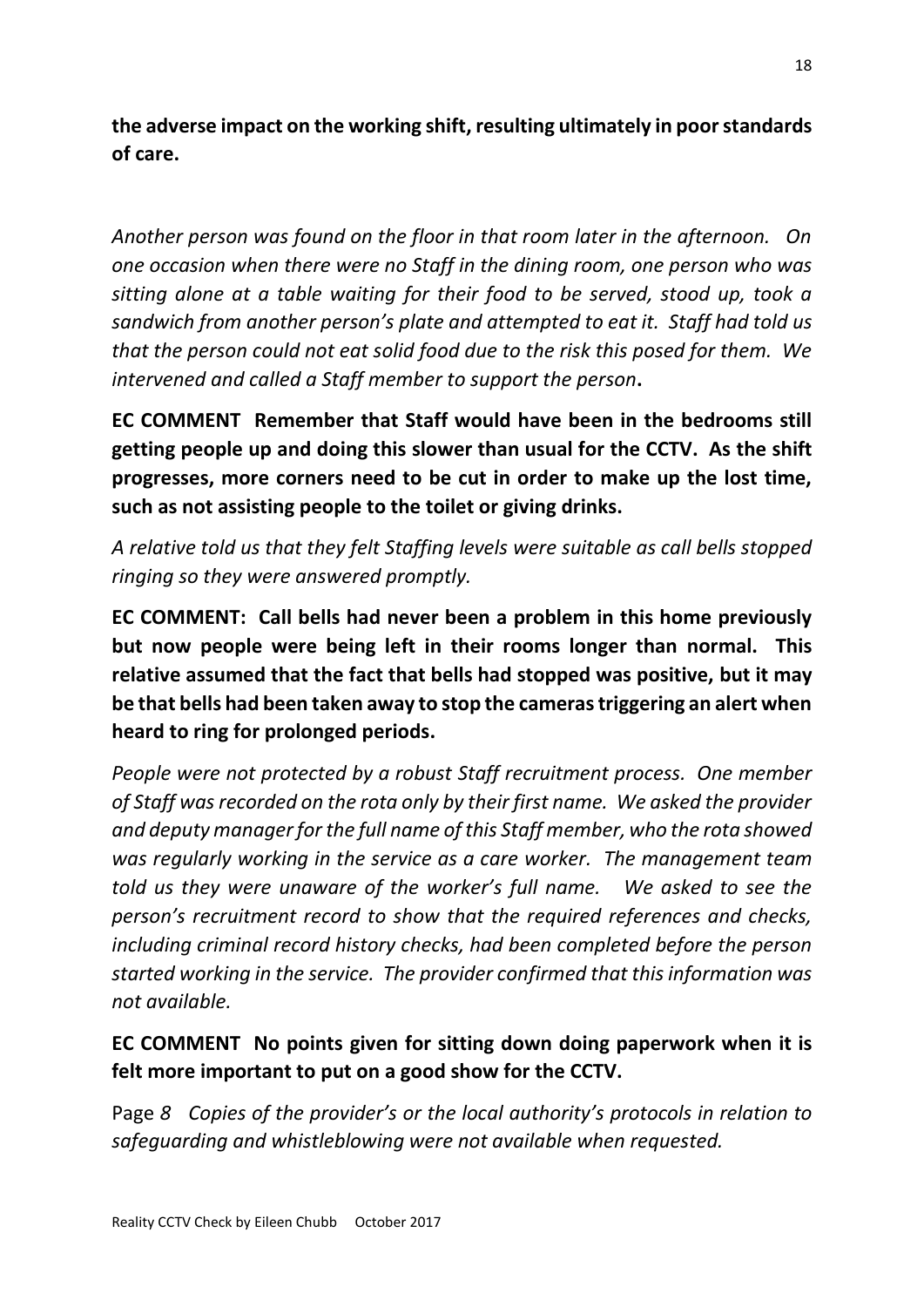**the adverse impact on the working shift, resulting ultimately in poor standards of care.**

*Another person was found on the floor in that room later in the afternoon. On one occasion when there were no Staff in the dining room, one person who was sitting alone at a table waiting for their food to be served, stood up, took a sandwich from another person's plate and attempted to eat it. Staff had told us that the person could not eat solid food due to the risk this posed for them. We intervened and called a Staff member to support the person***.**

**EC COMMENT Remember that Staff would have been in the bedrooms still getting people up and doing this slower than usual for the CCTV. As the shift progresses, more corners need to be cut in order to make up the lost time, such as not assisting people to the toilet or giving drinks.**

*A relative told us that they felt Staffing levels were suitable as call bells stopped ringing so they were answered promptly.*

**EC COMMENT: Call bells had never been a problem in this home previously but now people were being left in their rooms longer than normal. This relative assumed that the fact that bells had stopped was positive, but it may be that bells had been taken away to stop the cameras triggering an alert when heard to ring for prolonged periods.**

*People were not protected by a robust Staff recruitment process. One member of Staff was recorded on the rota only by their first name. We asked the provider and deputy manager for the full name of this Staff member, who the rota showed was regularly working in the service as a care worker. The management team told us they were unaware of the worker's full name. We asked to see the person's recruitment record to show that the required references and checks, including criminal record history checks, had been completed before the person started working in the service. The provider confirmed that this information was not available.*

**EC COMMENT No points given for sitting down doing paperwork when it is felt more important to put on a good show for the CCTV.**

Page *8 Copies of the provider's or the local authority's protocols in relation to safeguarding and whistleblowing were not available when requested.*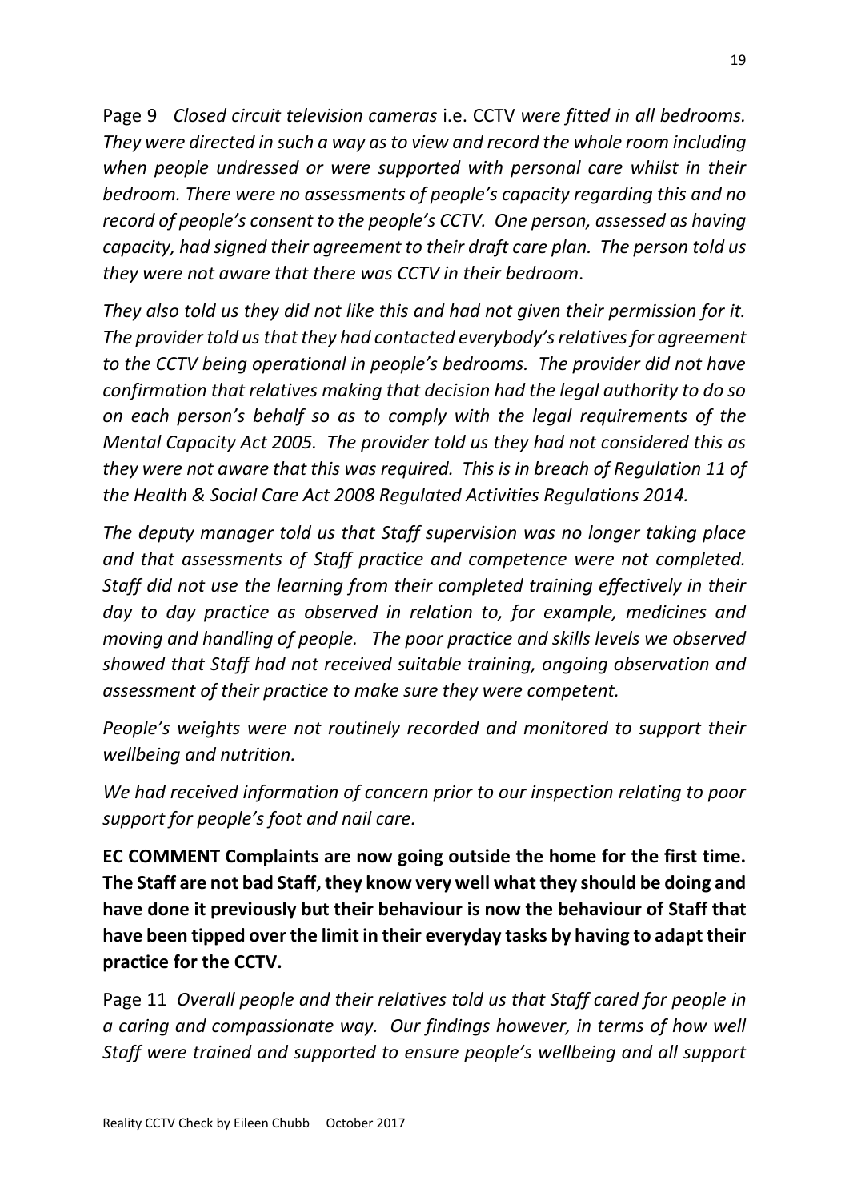Page 9 *Closed circuit television cameras* i.e. CCTV *were fitted in all bedrooms. They were directed in such a way as to view and record the whole room including when people undressed or were supported with personal care whilst in their bedroom. There were no assessments of people's capacity regarding this and no record of people's consent to the people's CCTV. One person, assessed as having capacity, had signed their agreement to their draft care plan. The person told us they were not aware that there was CCTV in their bedroom*.

*They also told us they did not like this and had not given their permission for it. The provider told us that they had contacted everybody's relatives for agreement to the CCTV being operational in people's bedrooms. The provider did not have confirmation that relatives making that decision had the legal authority to do so on each person's behalf so as to comply with the legal requirements of the Mental Capacity Act 2005. The provider told us they had not considered this as they were not aware that this was required. This is in breach of Regulation 11 of the Health & Social Care Act 2008 Regulated Activities Regulations 2014.*

*The deputy manager told us that Staff supervision was no longer taking place and that assessments of Staff practice and competence were not completed. Staff did not use the learning from their completed training effectively in their day to day practice as observed in relation to, for example, medicines and moving and handling of people. The poor practice and skills levels we observed showed that Staff had not received suitable training, ongoing observation and assessment of their practice to make sure they were competent.*

*People's weights were not routinely recorded and monitored to support their wellbeing and nutrition.*

*We had received information of concern prior to our inspection relating to poor support for people's foot and nail care.*

**EC COMMENT Complaints are now going outside the home for the first time. The Staff are not bad Staff, they know very well what they should be doing and have done it previously but their behaviour is now the behaviour of Staff that have been tipped over the limit in their everyday tasks by having to adapt their practice for the CCTV.**

Page 11 *Overall people and their relatives told us that Staff cared for people in a caring and compassionate way. Our findings however, in terms of how well Staff were trained and supported to ensure people's wellbeing and all support*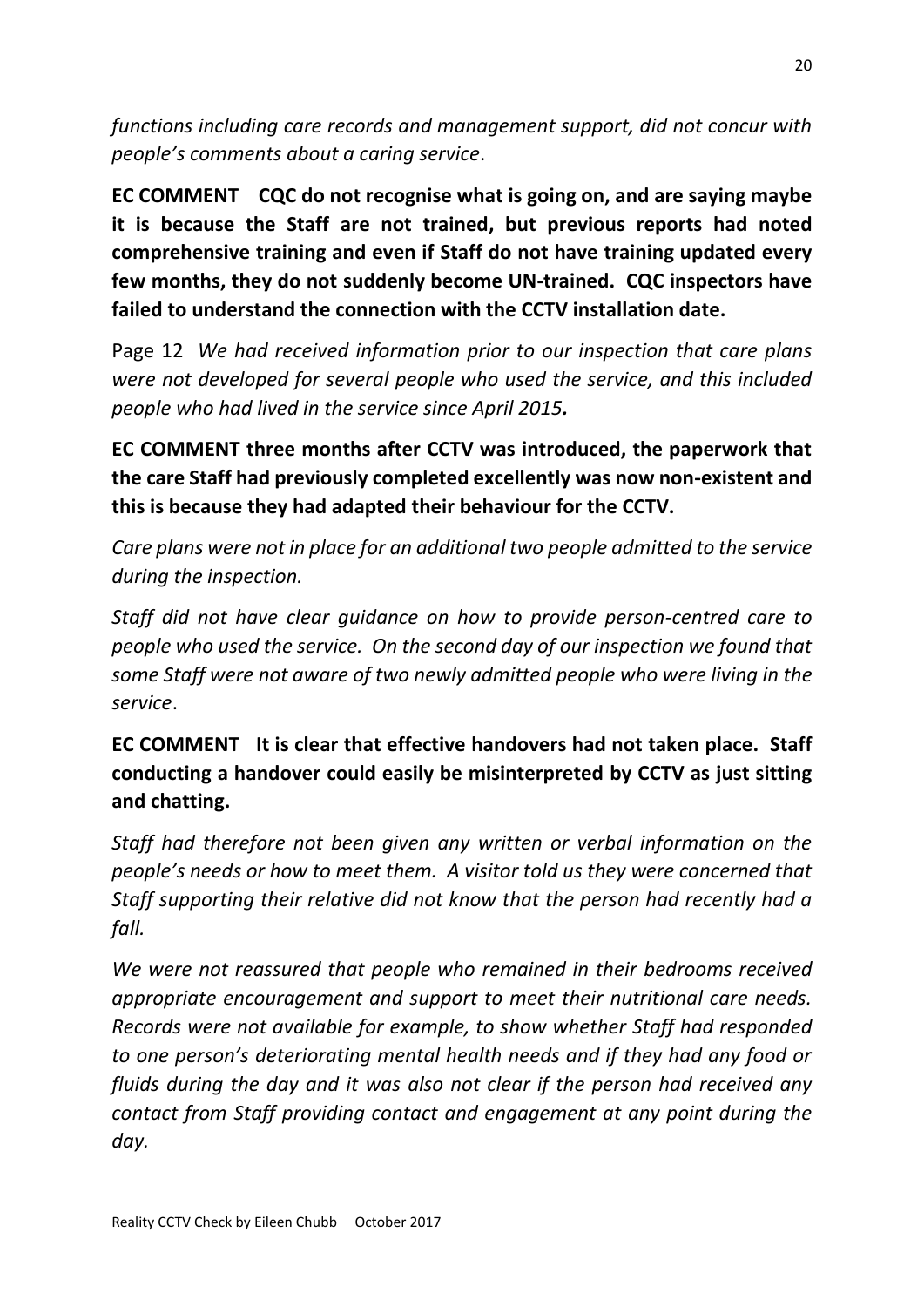*functions including care records and management support, did not concur with people's comments about a caring service*.

**EC COMMENT CQC do not recognise what is going on, and are saying maybe it is because the Staff are not trained, but previous reports had noted comprehensive training and even if Staff do not have training updated every few months, they do not suddenly become UN-trained. CQC inspectors have failed to understand the connection with the CCTV installation date.**

Page 12 *We had received information prior to our inspection that care plans were not developed for several people who used the service, and this included people who had lived in the service since April 2015.*

**EC COMMENT three months after CCTV was introduced, the paperwork that the care Staff had previously completed excellently was now non-existent and this is because they had adapted their behaviour for the CCTV.**

*Care plans were not in place for an additional two people admitted to the service during the inspection.*

*Staff did not have clear guidance on how to provide person-centred care to people who used the service. On the second day of our inspection we found that some Staff were not aware of two newly admitted people who were living in the service*.

**EC COMMENT It is clear that effective handovers had not taken place. Staff conducting a handover could easily be misinterpreted by CCTV as just sitting and chatting.**

*Staff had therefore not been given any written or verbal information on the people's needs or how to meet them. A visitor told us they were concerned that Staff supporting their relative did not know that the person had recently had a fall.*

*We were not reassured that people who remained in their bedrooms received appropriate encouragement and support to meet their nutritional care needs. Records were not available for example, to show whether Staff had responded to one person's deteriorating mental health needs and if they had any food or fluids during the day and it was also not clear if the person had received any contact from Staff providing contact and engagement at any point during the day.*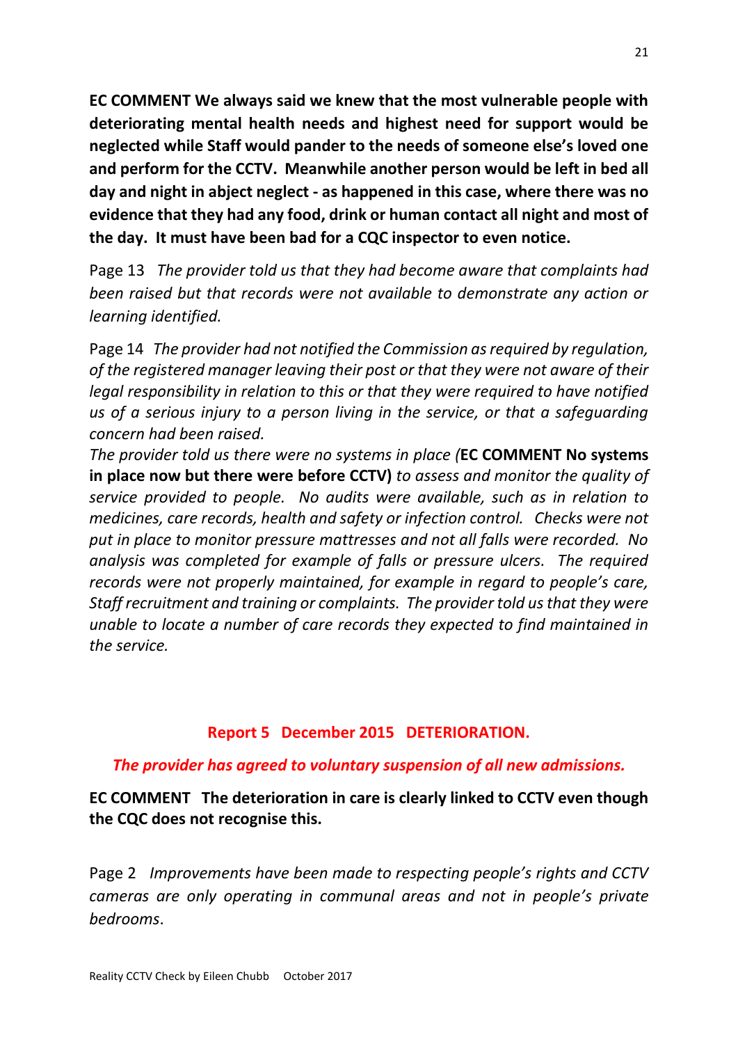**EC COMMENT We always said we knew that the most vulnerable people with deteriorating mental health needs and highest need for support would be neglected while Staff would pander to the needs of someone else's loved one and perform for the CCTV. Meanwhile another person would be left in bed all day and night in abject neglect - as happened in this case, where there was no evidence that they had any food, drink or human contact all night and most of the day. It must have been bad for a CQC inspector to even notice.**

Page 13 *The provider told us that they had become aware that complaints had been raised but that records were not available to demonstrate any action or learning identified.*

Page 14 *The provider had not notified the Commission as required by regulation, of the registered manager leaving their post or that they were not aware of their legal responsibility in relation to this or that they were required to have notified us of a serious injury to a person living in the service, or that a safeguarding concern had been raised.*

*The provider told us there were no systems in place (***EC COMMENT No systems in place now but there were before CCTV)** *to assess and monitor the quality of service provided to people. No audits were available, such as in relation to medicines, care records, health and safety or infection control. Checks were not put in place to monitor pressure mattresses and not all falls were recorded. No analysis was completed for example of falls or pressure ulcers. The required records were not properly maintained, for example in regard to people's care, Staff recruitment and training or complaints. The provider told us that they were unable to locate a number of care records they expected to find maintained in the service.*

## Report 5 December 2015 DETERIORATION.

***The provider has agreed to voluntary suspension of all new admissions.***

**EC COMMENT The deterioration in care is clearly linked to CCTV even though the CQC does not recognise this.**

Page 2 *Improvements have been made to respecting people's rights and CCTV cameras are only operating in communal areas and not in people's private bedrooms*.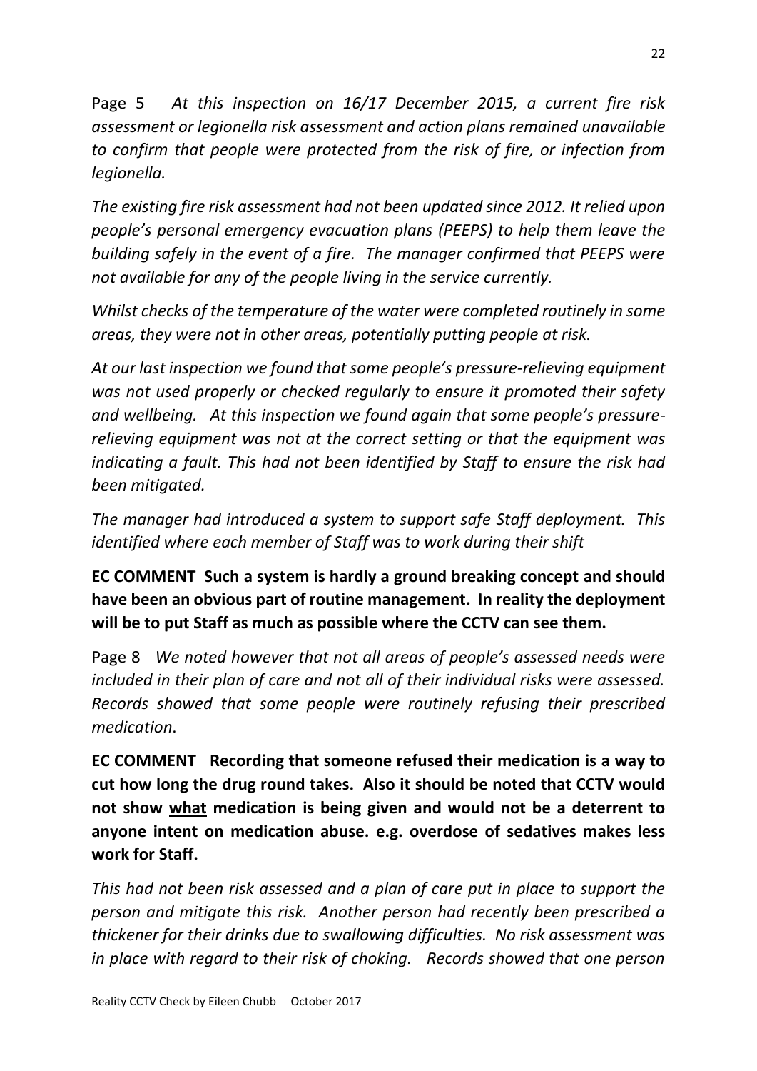Page 5 *At this inspection on 16/17 December 2015, a current fire risk assessment or legionella risk assessment and action plans remained unavailable to confirm that people were protected from the risk of fire, or infection from legionella.*

*The existing fire risk assessment had not been updated since 2012. It relied upon people's personal emergency evacuation plans (PEEPS) to help them leave the building safely in the event of a fire. The manager confirmed that PEEPS were not available for any of the people living in the service currently.*

*Whilst checks of the temperature of the water were completed routinely in some areas, they were not in other areas, potentially putting people at risk.*

*At our last inspection we found that some people's pressure-relieving equipment was not used properly or checked regularly to ensure it promoted their safety and wellbeing. At this inspection we found again that some people's pressure-relieving equipment was not at the correct setting or that the equipment was indicating a fault. This had not been identified by Staff to ensure the risk had been mitigated.*

*The manager had introduced a system to support safe Staff deployment. This identified where each member of Staff was to work during their shift*

**EC COMMENT Such a system is hardly a ground breaking concept and should have been an obvious part of routine management. In reality the deployment will be to put Staff as much as possible where the CCTV can see them.**

Page 8 *We noted however that not all areas of people's assessed needs were included in their plan of care and not all of their individual risks were assessed. Records showed that some people were routinely refusing their prescribed medication.*

**EC COMMENT Recording that someone refused their medication is a way to cut how long the drug round takes. Also it should be noted that CCTV would not show <u>what</u> medication is being given and would not be a deterrent to anyone intent on medication abuse. e.g. overdose of sedatives makes less work for Staff.**

*This had not been risk assessed and a plan of care put in place to support the person and mitigate this risk. Another person had recently been prescribed a thickener for their drinks due to swallowing difficulties. No risk assessment was in place with regard to their risk of choking. Records showed that one person*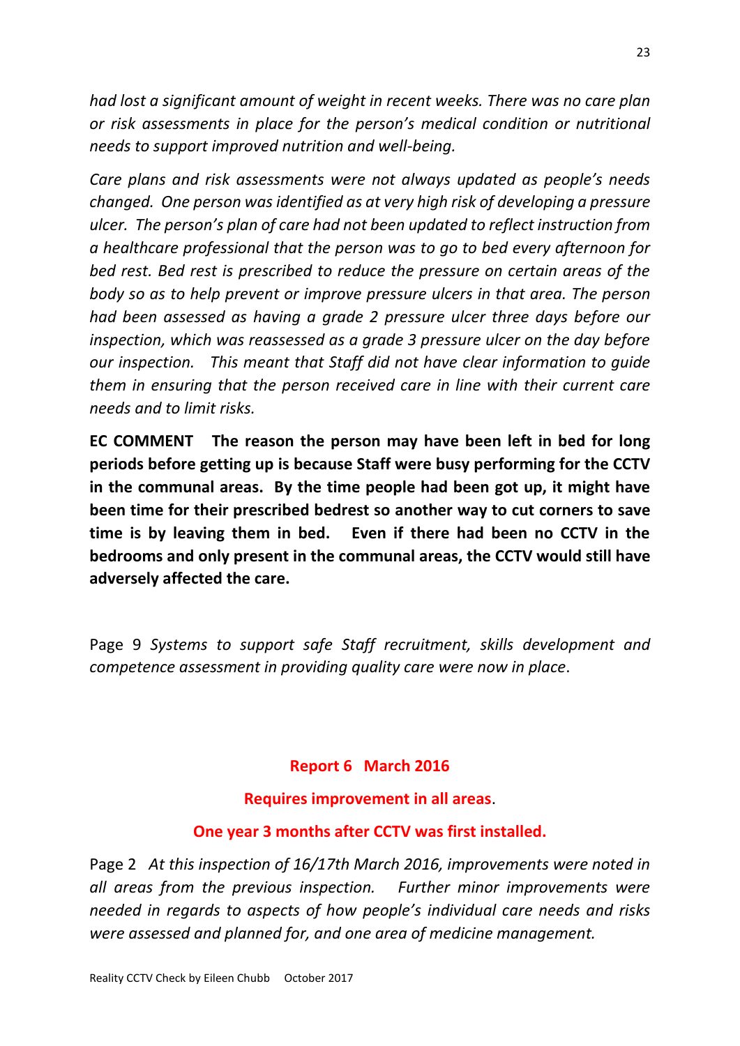*had lost a significant amount of weight in recent weeks. There was no care plan or risk assessments in place for the person's medical condition or nutritional needs to support improved nutrition and well-being.*

*Care plans and risk assessments were not always updated as people's needs changed. One person was identified as at very high risk of developing a pressure ulcer. The person's plan of care had not been updated to reflect instruction from a healthcare professional that the person was to go to bed every afternoon for bed rest. Bed rest is prescribed to reduce the pressure on certain areas of the body so as to help prevent or improve pressure ulcers in that area. The person had been assessed as having a grade 2 pressure ulcer three days before our inspection, which was reassessed as a grade 3 pressure ulcer on the day before our inspection. This meant that Staff did not have clear information to guide them in ensuring that the person received care in line with their current care needs and to limit risks.*

**EC COMMENT The reason the person may have been left in bed for long periods before getting up is because Staff were busy performing for the CCTV in the communal areas. By the time people had been got up, it might have been time for their prescribed bedrest so another way to cut corners to save time is by leaving them in bed. Even if there had been no CCTV in the bedrooms and only present in the communal areas, the CCTV would still have adversely affected the care.**

Page 9 *Systems to support safe Staff recruitment, skills development and competence assessment in providing quality care were now in place*.

**Report 6 March 2016**

**Requires improvement in all areas**.

**One year 3 months after CCTV was first installed.**

Page 2 *At this inspection of 16/17th March 2016, improvements were noted in all areas from the previous inspection. Further minor improvements were needed in regards to aspects of how people's individual care needs and risks were assessed and planned for, and one area of medicine management.*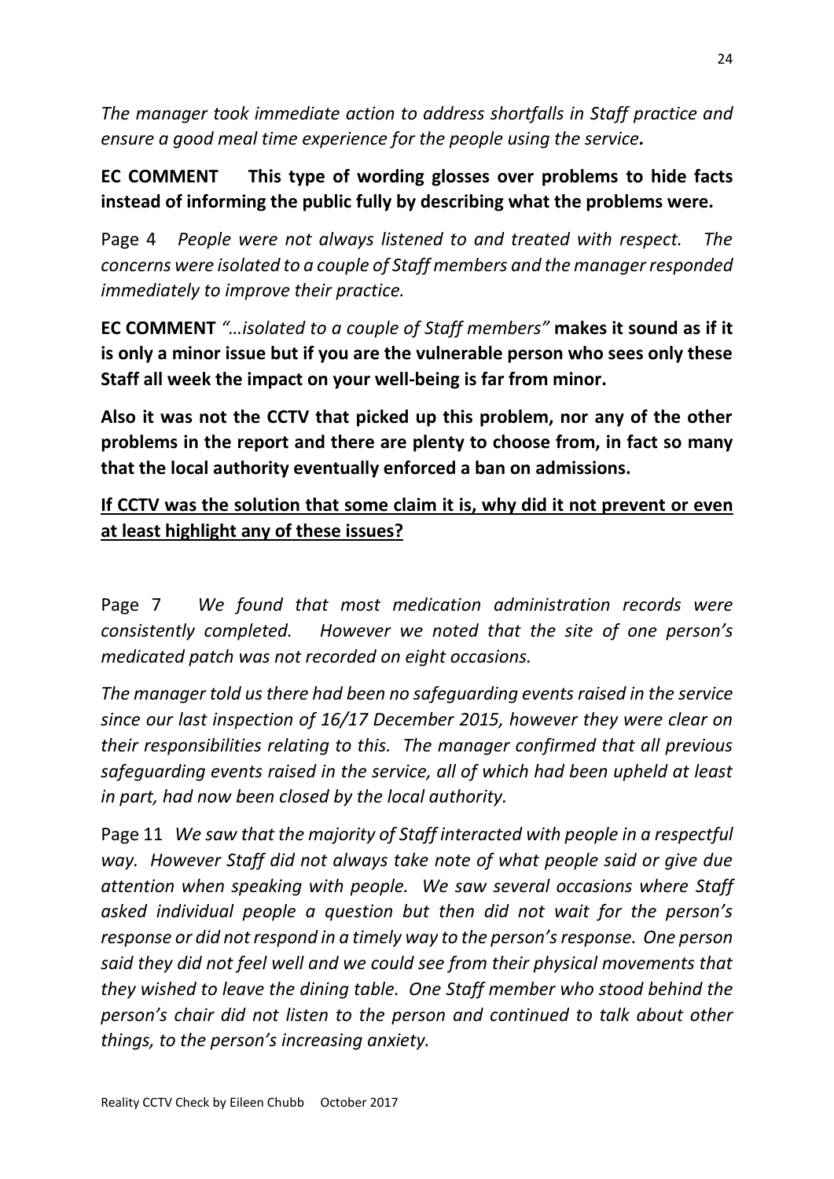*The manager took immediate action to address shortfalls in Staff practice and ensure a good meal time experience for the people using the service.*

**EC COMMENT This type of wording glosses over problems to hide facts instead of informing the public fully by describing what the problems were.**

Page 4 *People were not always listened to and treated with respect. The concerns were isolated to a couple of Staff members and the manager responded immediately to improve their practice.*

**EC COMMENT** *"…isolated to a couple of Staff members"* **makes it sound as if it is only a minor issue but if you are the vulnerable person who sees only these Staff all week the impact on your well-being is far from minor.**

**Also it was not the CCTV that picked up this problem, nor any of the other problems in the report and there are plenty to choose from, in fact so many that the local authority eventually enforced a ban on admissions.**

<u>**If CCTV was the solution that some claim it is, why did it not prevent or even at least highlight any of these issues?**</u>

Page 7 *We found that most medication administration records were consistently completed. However we noted that the site of one person's medicated patch was not recorded on eight occasions.*

*The manager told us there had been no safeguarding events raised in the service since our last inspection of 16/17 December 2015, however they were clear on their responsibilities relating to this. The manager confirmed that all previous safeguarding events raised in the service, all of which had been upheld at least in part, had now been closed by the local authority.*

Page 11 *We saw that the majority of Staff interacted with people in a respectful way. However Staff did not always take note of what people said or give due attention when speaking with people. We saw several occasions where Staff asked individual people a question but then did not wait for the person's response or did not respond in a timely way to the person's response. One person said they did not feel well and we could see from their physical movements that they wished to leave the dining table. One Staff member who stood behind the person's chair did not listen to the person and continued to talk about other things, to the person's increasing anxiety.*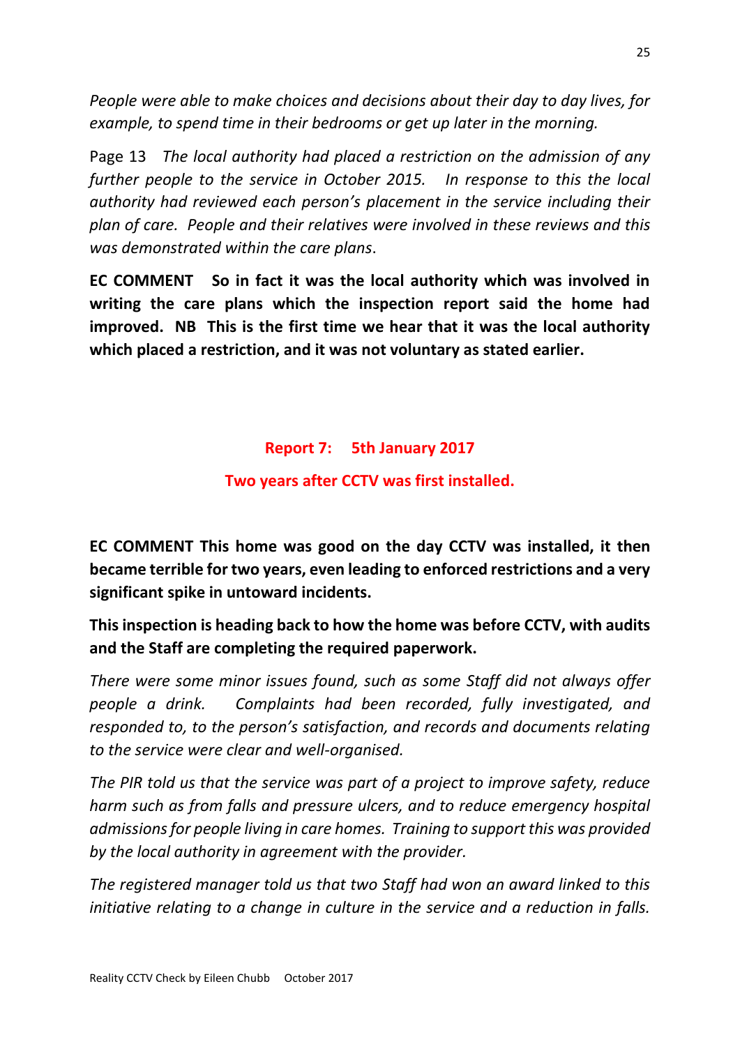*People were able to make choices and decisions about their day to day lives, for example, to spend time in their bedrooms or get up later in the morning.*

Page 13 *The local authority had placed a restriction on the admission of any further people to the service in October 2015. In response to this the local authority had reviewed each person's placement in the service including their plan of care. People and their relatives were involved in these reviews and this was demonstrated within the care plans.*

**EC COMMENT So in fact it was the local authority which was involved in writing the care plans which the inspection report said the home had improved. NB This is the first time we hear that it was the local authority which placed a restriction, and it was not voluntary as stated earlier.**

## Report 7: 5th January 2017

### Two years after CCTV was first installed.

**EC COMMENT This home was good on the day CCTV was installed, it then became terrible for two years, even leading to enforced restrictions and a very significant spike in untoward incidents.**

**This inspection is heading back to how the home was before CCTV, with audits and the Staff are completing the required paperwork.**

*There were some minor issues found, such as some Staff did not always offer people a drink. Complaints had been recorded, fully investigated, and responded to, to the person's satisfaction, and records and documents relating to the service were clear and well-organised.*

*The PIR told us that the service was part of a project to improve safety, reduce harm such as from falls and pressure ulcers, and to reduce emergency hospital admissions for people living in care homes. Training to support this was provided by the local authority in agreement with the provider.*

*The registered manager told us that two Staff had won an award linked to this initiative relating to a change in culture in the service and a reduction in falls.*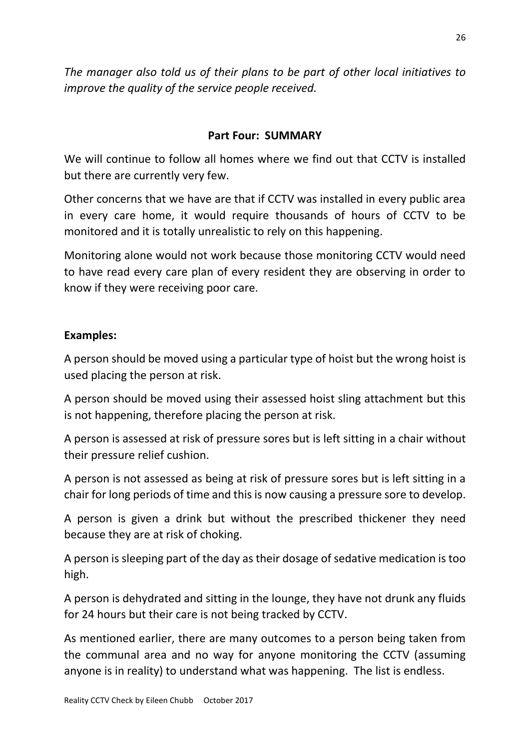*The manager also told us of their plans to be part of other local initiatives to improve the quality of the service people received.*

## Part Four: SUMMARY

We will continue to follow all homes where we find out that CCTV is installed but there are currently very few.

Other concerns that we have are that if CCTV was installed in every public area in every care home, it would require thousands of hours of CCTV to be monitored and it is totally unrealistic to rely on this happening.

Monitoring alone would not work because those monitoring CCTV would need to have read every care plan of every resident they are observing in order to know if they were receiving poor care.

**Examples:**

A person should be moved using a particular type of hoist but the wrong hoist is used placing the person at risk.

A person should be moved using their assessed hoist sling attachment but this is not happening, therefore placing the person at risk.

A person is assessed at risk of pressure sores but is left sitting in a chair without their pressure relief cushion.

A person is not assessed as being at risk of pressure sores but is left sitting in a chair for long periods of time and this is now causing a pressure sore to develop.

A person is given a drink but without the prescribed thickener they need because they are at risk of choking.

A person is sleeping part of the day as their dosage of sedative medication is too high.

A person is dehydrated and sitting in the lounge, they have not drunk any fluids for 24 hours but their care is not being tracked by CCTV.

As mentioned earlier, there are many outcomes to a person being taken from the communal area and no way for anyone monitoring the CCTV (assuming anyone is in reality) to understand what was happening. The list is endless.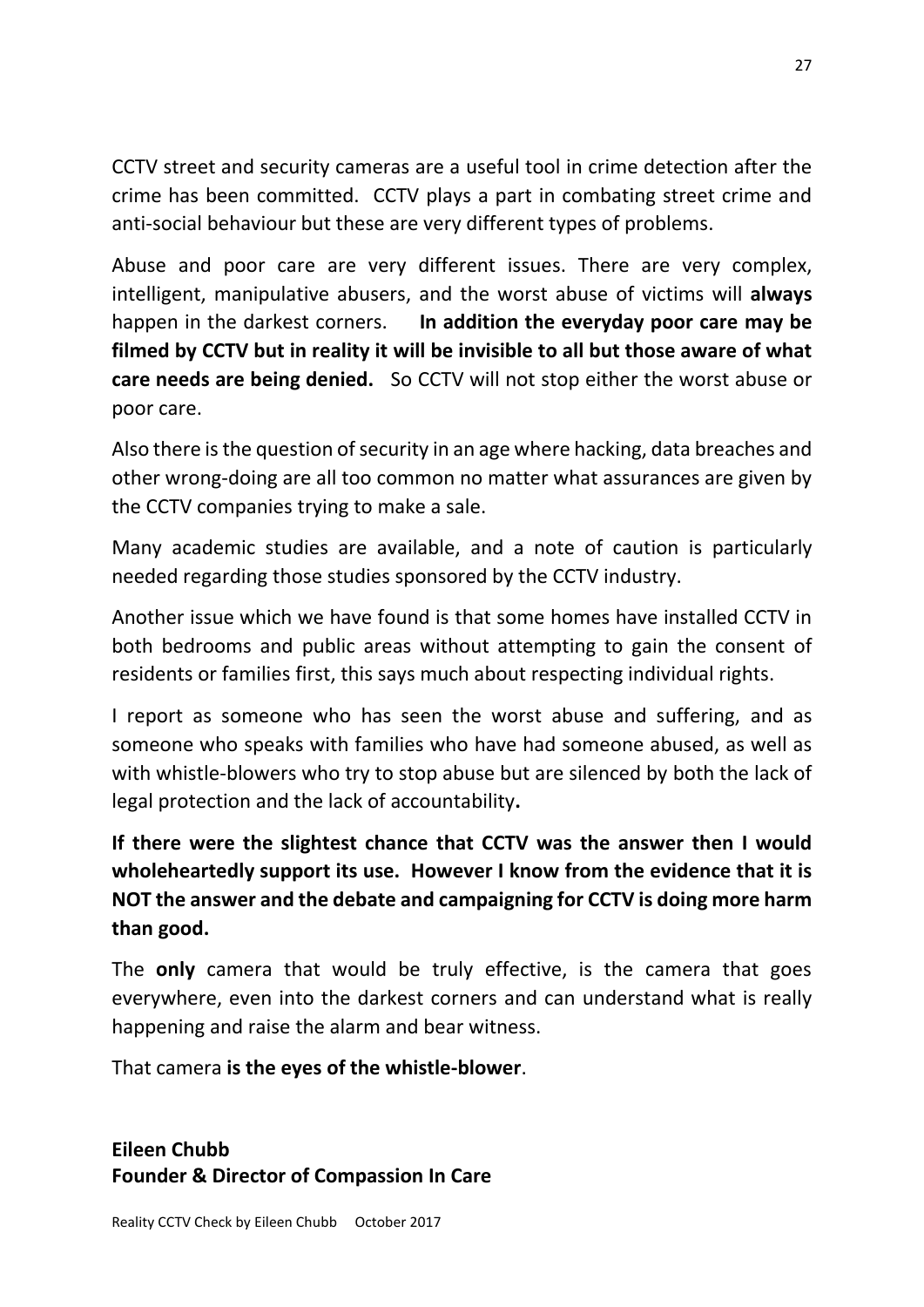CCTV street and security cameras are a useful tool in crime detection after the crime has been committed. CCTV plays a part in combating street crime and anti-social behaviour but these are very different types of problems.

Abuse and poor care are very different issues. There are very complex, intelligent, manipulative abusers, and the worst abuse of victims will **always** happen in the darkest corners. **In addition the everyday poor care may be filmed by CCTV but in reality it will be invisible to all but those aware of what care needs are being denied.** So CCTV will not stop either the worst abuse or poor care.

Also there is the question of security in an age where hacking, data breaches and other wrong-doing are all too common no matter what assurances are given by the CCTV companies trying to make a sale.

Many academic studies are available, and a note of caution is particularly needed regarding those studies sponsored by the CCTV industry.

Another issue which we have found is that some homes have installed CCTV in both bedrooms and public areas without attempting to gain the consent of residents or families first, this says much about respecting individual rights.

I report as someone who has seen the worst abuse and suffering, and as someone who speaks with families who have had someone abused, as well as with whistle-blowers who try to stop abuse but are silenced by both the lack of legal protection and the lack of accountability**.**

**If there were the slightest chance that CCTV was the answer then I would wholeheartedly support its use. However I know from the evidence that it is NOT the answer and the debate and campaigning for CCTV is doing more harm than good.**

The **only** camera that would be truly effective, is the camera that goes everywhere, even into the darkest corners and can understand what is really happening and raise the alarm and bear witness.

That camera **is the eyes of the whistle-blower**.

**Eileen Chubb**
**Founder & Director of Compassion In Care**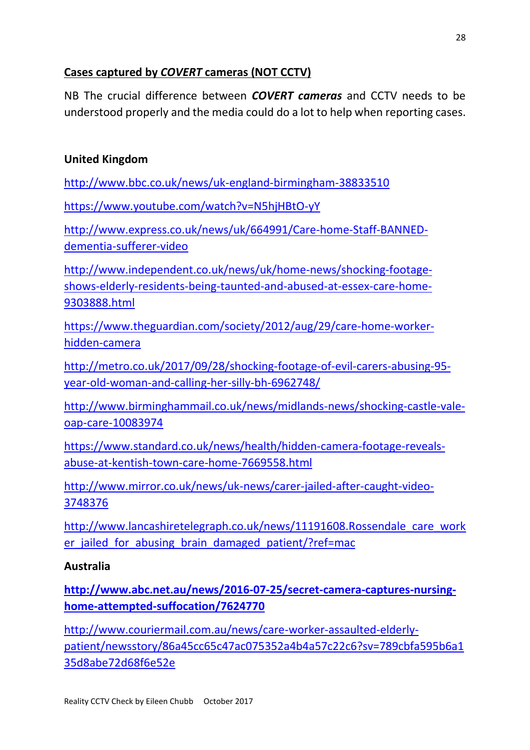**Cases captured by *COVERT* cameras (NOT CCTV)**

NB The crucial difference between ***COVERT cameras*** and CCTV needs to be understood properly and the media could do a lot to help when reporting cases.

**United Kingdom**

http://www.bbc.co.uk/news/uk-england-birmingham-38833510

https://www.youtube.com/watch?v=N5hjHBtO-yY

http://www.express.co.uk/news/uk/664991/Care-home-Staff-BANNED-dementia-sufferer-video

http://www.independent.co.uk/news/uk/home-news/shocking-footage-shows-elderly-residents-being-taunted-and-abused-at-essex-care-home-9303888.html

https://www.theguardian.com/society/2012/aug/29/care-home-worker-hidden-camera

http://metro.co.uk/2017/09/28/shocking-footage-of-evil-carers-abusing-95-year-old-woman-and-calling-her-silly-bh-6962748/

http://www.birminghammail.co.uk/news/midlands-news/shocking-castle-vale-oap-care-10083974

https://www.standard.co.uk/news/health/hidden-camera-footage-reveals-abuse-at-kentish-town-care-home-7669558.html

http://www.mirror.co.uk/news/uk-news/carer-jailed-after-caught-video-3748376

http://www.lancashiretelegraph.co.uk/news/11191608.Rossendale_care_worker_jailed_for_abusing_brain_damaged_patient/?ref=mac

**Australia**

**http://www.abc.net.au/news/2016-07-25/secret-camera-captures-nursing-home-attempted-suffocation/7624770**

http://www.couriermail.com.au/news/care-worker-assaulted-elderly-patient/newsstory/86a45cc65c47ac075352a4b4a57c22c6?sv=789cbfa595b6a135d8abe72d68f6e52e

Reality CCTV Check by Eileen Chubb October 2017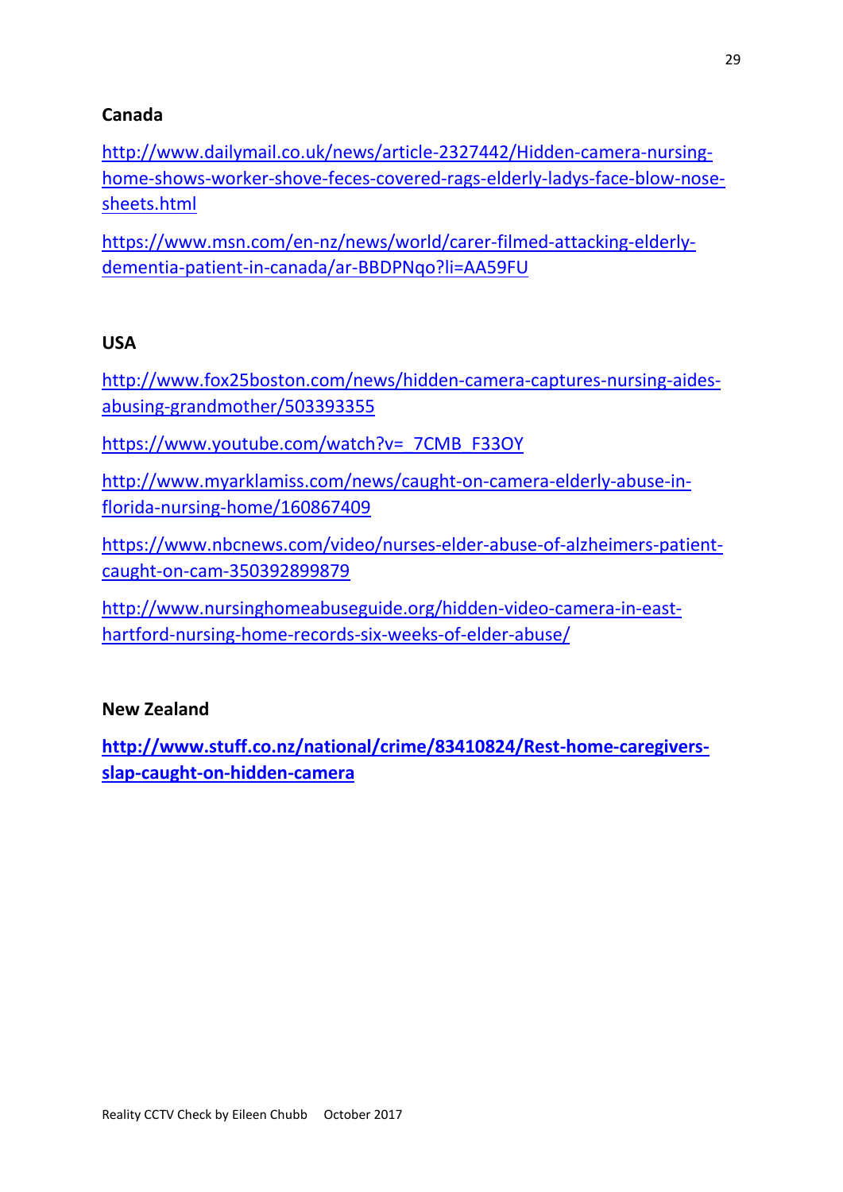**Canada**

http://www.dailymail.co.uk/news/article-2327442/Hidden-camera-nursing-home-shows-worker-shove-feces-covered-rags-elderly-ladys-face-blow-nose-sheets.html

https://www.msn.com/en-nz/news/world/carer-filmed-attacking-elderly-dementia-patient-in-canada/ar-BBDPNqo?li=AA59FU

**USA**

http://www.fox25boston.com/news/hidden-camera-captures-nursing-aides-abusing-grandmother/503393355

https://www.youtube.com/watch?v=_7CMB_F33OY

http://www.myarklamiss.com/news/caught-on-camera-elderly-abuse-in-florida-nursing-home/160867409

https://www.nbcnews.com/video/nurses-elder-abuse-of-alzheimers-patient-caught-on-cam-350392899879

http://www.nursinghomeabuseguide.org/hidden-video-camera-in-east-hartford-nursing-home-records-six-weeks-of-elder-abuse/

**New Zealand**

**http://www.stuff.co.nz/national/crime/83410824/Rest-home-caregivers-slap-caught-on-hidden-camera**